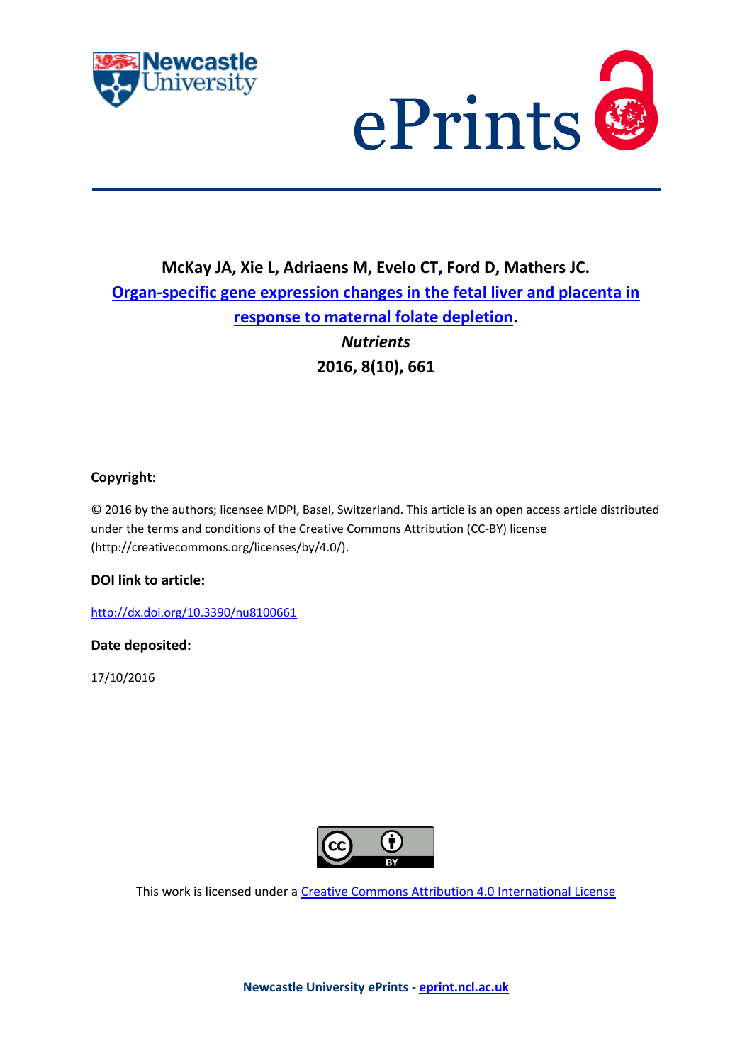**McKay JA, Xie L, Adriaens M, Evelo CT, Ford D, Mathers JC.**

**[Organ-specific gene expression changes in the fetal liver and placenta in response to maternal folate depletion](http://dx.doi.org/10.3390/nu8100661).**

***Nutrients***

**2016, 8(10), 661**

**Copyright:**

© 2016 by the authors; licensee MDPI, Basel, Switzerland. This article is an open access article distributed under the terms and conditions of the Creative Commons Attribution (CC-BY) license (http://creativecommons.org/licenses/by/4.0/).

**DOI link to article:**

http://dx.doi.org/10.3390/nu8100661

**Date deposited:**

17/10/2016

This work is licensed under a Creative Commons Attribution 4.0 International License

**Newcastle University ePrints - eprint.ncl.ac.uk**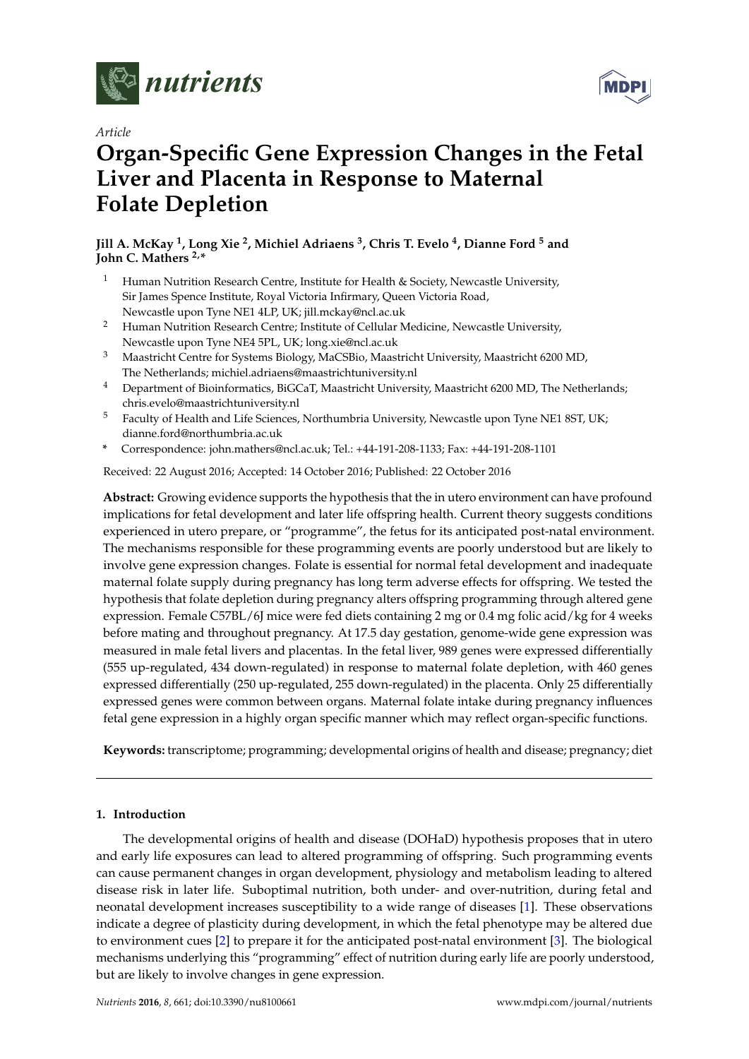# Organ-Specific Gene Expression Changes in the Fetal Liver and Placenta in Response to Maternal Folate Depletion

**Jill A. McKay [1], Long Xie [2], Michiel Adriaens [3], Chris T. Evelo [4], Dianne Ford [5] and John C. Mathers [2,*]**

1. Human Nutrition Research Centre, Institute for Health & Society, Newcastle University, Sir James Spence Institute, Royal Victoria Infirmary, Queen Victoria Road, Newcastle upon Tyne NE1 4LP, UK; jill.mckay@ncl.ac.uk
2. Human Nutrition Research Centre; Institute of Cellular Medicine, Newcastle University, Newcastle upon Tyne NE4 5PL, UK; long.xie@ncl.ac.uk
3. Maastricht Centre for Systems Biology, MaCSBio, Maastricht University, Maastricht 6200 MD, The Netherlands; michiel.adriaens@maastrichtuniversity.nl
4. Department of Bioinformatics, BiGCaT, Maastricht University, Maastricht 6200 MD, The Netherlands; chris.evelo@maastrichtuniversity.nl
5. Faculty of Health and Life Sciences, Northumbria University, Newcastle upon Tyne NE1 8ST, UK; dianne.ford@northumbria.ac.uk

\* Correspondence: john.mathers@ncl.ac.uk; Tel.: +44-191-208-1133; Fax: +44-191-208-1101

Received: 22 August 2016; Accepted: 14 October 2016; Published: 22 October 2016

**Abstract:** Growing evidence supports the hypothesis that the in utero environment can have profound implications for fetal development and later life offspring health. Current theory suggests conditions experienced in utero prepare, or "programme", the fetus for its anticipated post-natal environment. The mechanisms responsible for these programming events are poorly understood but are likely to involve gene expression changes. Folate is essential for normal fetal development and inadequate maternal folate supply during pregnancy has long term adverse effects for offspring. We tested the hypothesis that folate depletion during pregnancy alters offspring programming through altered gene expression. Female C57BL/6J mice were fed diets containing 2 mg or 0.4 mg folic acid/kg for 4 weeks before mating and throughout pregnancy. At 17.5 day gestation, genome-wide gene expression was measured in male fetal livers and placentas. In the fetal liver, 989 genes were expressed differentially (555 up-regulated, 434 down-regulated) in response to maternal folate depletion, with 460 genes expressed differentially (250 up-regulated, 255 down-regulated) in the placenta. Only 25 differentially expressed genes were common between organs. Maternal folate intake during pregnancy influences fetal gene expression in a highly organ specific manner which may reflect organ-specific functions.

**Keywords:** transcriptome; programming; developmental origins of health and disease; pregnancy; diet

## 1. Introduction

The developmental origins of health and disease (DOHaD) hypothesis proposes that in utero and early life exposures can lead to altered programming of offspring. Such programming events can cause permanent changes in organ development, physiology and metabolism leading to altered disease risk in later life. Suboptimal nutrition, both under- and over-nutrition, during fetal and neonatal development increases susceptibility to a wide range of diseases [1]. These observations indicate a degree of plasticity during development, in which the fetal phenotype may be altered due to environment cues [2] to prepare it for the anticipated post-natal environment [3]. The biological mechanisms underlying this "programming" effect of nutrition during early life are poorly understood, but are likely to involve changes in gene expression.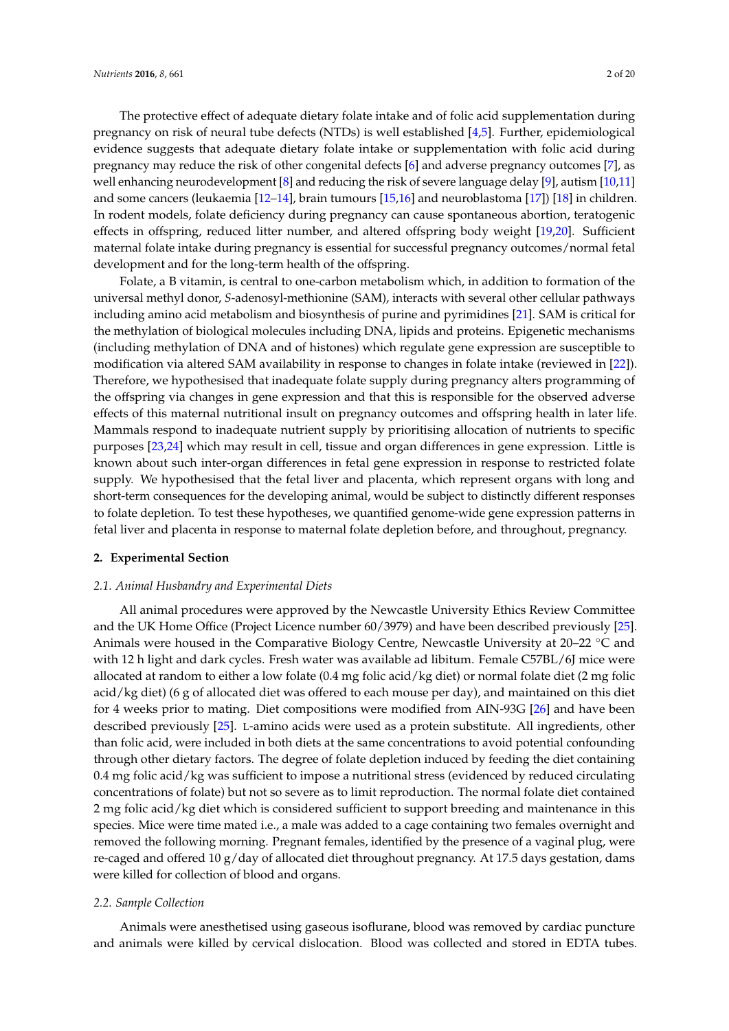The protective effect of adequate dietary folate intake and of folic acid supplementation during pregnancy on risk of neural tube defects (NTDs) is well established [4,5]. Further, epidemiological evidence suggests that adequate dietary folate intake or supplementation with folic acid during pregnancy may reduce the risk of other congenital defects [6] and adverse pregnancy outcomes [7], as well enhancing neurodevelopment [8] and reducing the risk of severe language delay [9], autism [10,11] and some cancers (leukaemia [12–14], brain tumours [15,16] and neuroblastoma [17]) [18] in children. In rodent models, folate deficiency during pregnancy can cause spontaneous abortion, teratogenic effects in offspring, reduced litter number, and altered offspring body weight [19,20]. Sufficient maternal folate intake during pregnancy is essential for successful pregnancy outcomes/normal fetal development and for the long-term health of the offspring.

Folate, a B vitamin, is central to one-carbon metabolism which, in addition to formation of the universal methyl donor, *S*-adenosyl-methionine (SAM), interacts with several other cellular pathways including amino acid metabolism and biosynthesis of purine and pyrimidines [21]. SAM is critical for the methylation of biological molecules including DNA, lipids and proteins. Epigenetic mechanisms (including methylation of DNA and of histones) which regulate gene expression are susceptible to modification via altered SAM availability in response to changes in folate intake (reviewed in [22]). Therefore, we hypothesised that inadequate folate supply during pregnancy alters programming of the offspring via changes in gene expression and that this is responsible for the observed adverse effects of this maternal nutritional insult on pregnancy outcomes and offspring health in later life. Mammals respond to inadequate nutrient supply by prioritising allocation of nutrients to specific purposes [23,24] which may result in cell, tissue and organ differences in gene expression. Little is known about such inter-organ differences in fetal gene expression in response to restricted folate supply. We hypothesised that the fetal liver and placenta, which represent organs with long and short-term consequences for the developing animal, would be subject to distinctly different responses to folate depletion. To test these hypotheses, we quantified genome-wide gene expression patterns in fetal liver and placenta in response to maternal folate depletion before, and throughout, pregnancy.

## 2. Experimental Section

### 2.1. Animal Husbandry and Experimental Diets

All animal procedures were approved by the Newcastle University Ethics Review Committee and the UK Home Office (Project Licence number 60/3979) and have been described previously [25]. Animals were housed in the Comparative Biology Centre, Newcastle University at 20–22 °C and with 12 h light and dark cycles. Fresh water was available ad libitum. Female C57BL/6J mice were allocated at random to either a low folate (0.4 mg folic acid/kg diet) or normal folate diet (2 mg folic acid/kg diet) (6 g of allocated diet was offered to each mouse per day), and maintained on this diet for 4 weeks prior to mating. Diet compositions were modified from AIN-93G [26] and have been described previously [25]. L-amino acids were used as a protein substitute. All ingredients, other than folic acid, were included in both diets at the same concentrations to avoid potential confounding through other dietary factors. The degree of folate depletion induced by feeding the diet containing 0.4 mg folic acid/kg was sufficient to impose a nutritional stress (evidenced by reduced circulating concentrations of folate) but not so severe as to limit reproduction. The normal folate diet contained 2 mg folic acid/kg diet which is considered sufficient to support breeding and maintenance in this species. Mice were time mated i.e., a male was added to a cage containing two females overnight and removed the following morning. Pregnant females, identified by the presence of a vaginal plug, were re-caged and offered 10 g/day of allocated diet throughout pregnancy. At 17.5 days gestation, dams were killed for collection of blood and organs.

### 2.2. Sample Collection

Animals were anesthetised using gaseous isoflurane, blood was removed by cardiac puncture and animals were killed by cervical dislocation. Blood was collected and stored in EDTA tubes.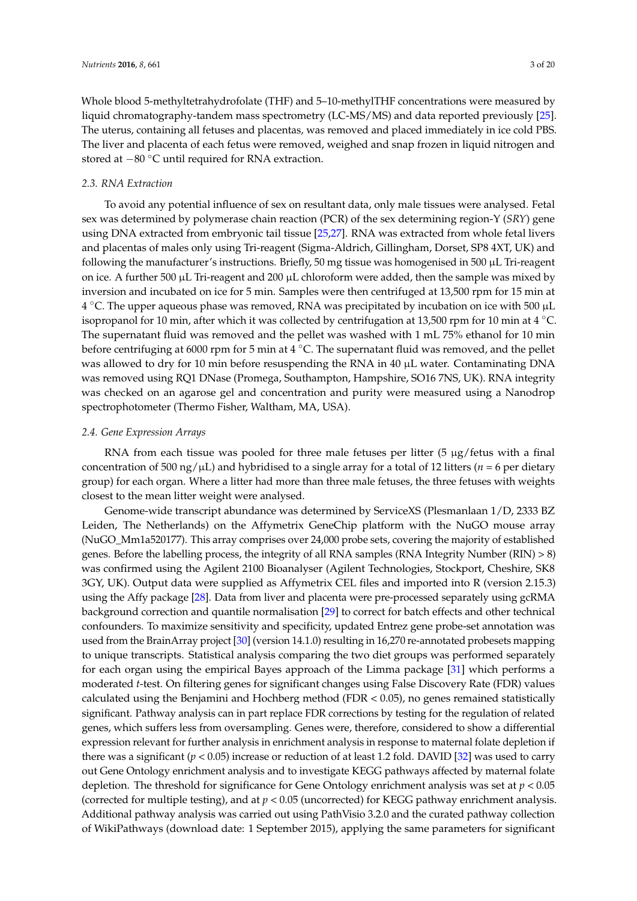Whole blood 5-methyltetrahydrofolate (THF) and 5–10-methylTHF concentrations were measured by liquid chromatography-tandem mass spectrometry (LC-MS/MS) and data reported previously [25]. The uterus, containing all fetuses and placentas, was removed and placed immediately in ice cold PBS. The liver and placenta of each fetus were removed, weighed and snap frozen in liquid nitrogen and stored at −80 °C until required for RNA extraction.

### 2.3. RNA Extraction

To avoid any potential influence of sex on resultant data, only male tissues were analysed. Fetal sex was determined by polymerase chain reaction (PCR) of the sex determining region-Y (*SRY*) gene using DNA extracted from embryonic tail tissue [25,27]. RNA was extracted from whole fetal livers and placentas of males only using Tri-reagent (Sigma-Aldrich, Gillingham, Dorset, SP8 4XT, UK) and following the manufacturer's instructions. Briefly, 50 mg tissue was homogenised in 500 μL Tri-reagent on ice. A further 500 μL Tri-reagent and 200 μL chloroform were added, then the sample was mixed by inversion and incubated on ice for 5 min. Samples were then centrifuged at 13,500 rpm for 15 min at 4 °C. The upper aqueous phase was removed, RNA was precipitated by incubation on ice with 500 μL isopropanol for 10 min, after which it was collected by centrifugation at 13,500 rpm for 10 min at 4 °C. The supernatant fluid was removed and the pellet was washed with 1 mL 75% ethanol for 10 min before centrifuging at 6000 rpm for 5 min at 4 °C. The supernatant fluid was removed, and the pellet was allowed to dry for 10 min before resuspending the RNA in 40 μL water. Contaminating DNA was removed using RQ1 DNase (Promega, Southampton, Hampshire, SO16 7NS, UK). RNA integrity was checked on an agarose gel and concentration and purity were measured using a Nanodrop spectrophotometer (Thermo Fisher, Waltham, MA, USA).

### 2.4. Gene Expression Arrays

RNA from each tissue was pooled for three male fetuses per litter (5 μg/fetus with a final concentration of 500 ng/μL) and hybridised to a single array for a total of 12 litters ($n = 6$ per dietary group) for each organ. Where a litter had more than three male fetuses, the three fetuses with weights closest to the mean litter weight were analysed.

Genome-wide transcript abundance was determined by ServiceXS (Plesmanlaan 1/D, 2333 BZ Leiden, The Netherlands) on the Affymetrix GeneChip platform with the NuGO mouse array (NuGO_Mm1a520177). This array comprises over 24,000 probe sets, covering the majority of established genes. Before the labelling process, the integrity of all RNA samples (RNA Integrity Number (RIN) > 8) was confirmed using the Agilent 2100 Bioanalyser (Agilent Technologies, Stockport, Cheshire, SK8 3GY, UK). Output data were supplied as Affymetrix CEL files and imported into R (version 2.15.3) using the Affy package [28]. Data from liver and placenta were pre-processed separately using gcRMA background correction and quantile normalisation [29] to correct for batch effects and other technical confounders. To maximize sensitivity and specificity, updated Entrez gene probe-set annotation was used from the BrainArray project [30] (version 14.1.0) resulting in 16,270 re-annotated probesets mapping to unique transcripts. Statistical analysis comparing the two diet groups was performed separately for each organ using the empirical Bayes approach of the Limma package [31] which performs a moderated *t*-test. On filtering genes for significant changes using False Discovery Rate (FDR) values calculated using the Benjamini and Hochberg method (FDR < 0.05), no genes remained statistically significant. Pathway analysis can in part replace FDR corrections by testing for the regulation of related genes, which suffers less from oversampling. Genes were, therefore, considered to show a differential expression relevant for further analysis in enrichment analysis in response to maternal folate depletion if there was a significant ($p < 0.05$) increase or reduction of at least 1.2 fold. DAVID [32] was used to carry out Gene Ontology enrichment analysis and to investigate KEGG pathways affected by maternal folate depletion. The threshold for significance for Gene Ontology enrichment analysis was set at $p < 0.05$ (corrected for multiple testing), and at $p < 0.05$ (uncorrected) for KEGG pathway enrichment analysis. Additional pathway analysis was carried out using PathVisio 3.2.0 and the curated pathway collection of WikiPathways (download date: 1 September 2015), applying the same parameters for significant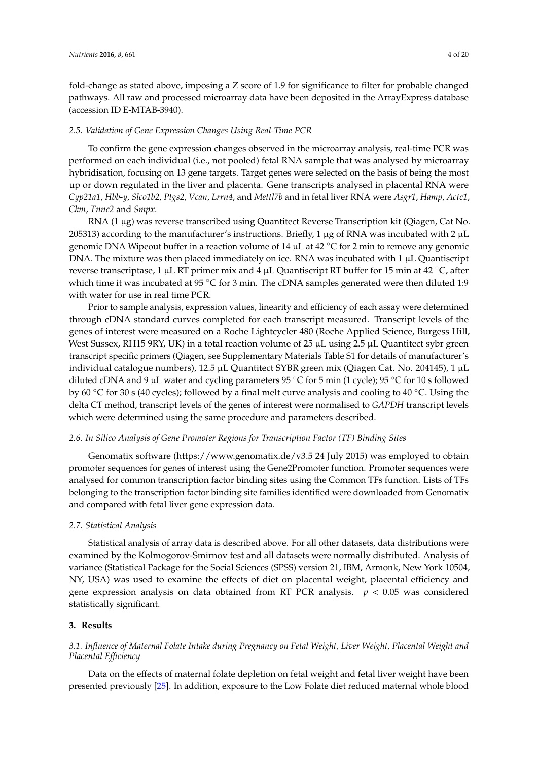fold-change as stated above, imposing a Z score of 1.9 for significance to filter for probable changed pathways. All raw and processed microarray data have been deposited in the ArrayExpress database (accession ID E-MTAB-3940).

### 2.5. Validation of Gene Expression Changes Using Real-Time PCR

To confirm the gene expression changes observed in the microarray analysis, real-time PCR was performed on each individual (i.e., not pooled) fetal RNA sample that was analysed by microarray hybridisation, focusing on 13 gene targets. Target genes were selected on the basis of being the most up or down regulated in the liver and placenta. Gene transcripts analysed in placental RNA were *Cyp21a1*, *Hbb-y*, *Slco1b2*, *Ptgs2*, *Vcan*, *Lrrn4*, and *Mettl7b* and in fetal liver RNA were *Asgr1*, *Hamp*, *Actc1*, *Ckm*, *Tnnc2* and *Smpx*.

RNA (1 µg) was reverse transcribed using Quantitect Reverse Transcription kit (Qiagen, Cat No. 205313) according to the manufacturer's instructions. Briefly, 1 µg of RNA was incubated with 2 µL genomic DNA Wipeout buffer in a reaction volume of 14 µL at 42 °C for 2 min to remove any genomic DNA. The mixture was then placed immediately on ice. RNA was incubated with 1 µL Quantiscript reverse transcriptase, 1 µL RT primer mix and 4 µL Quantiscript RT buffer for 15 min at 42 °C, after which time it was incubated at 95 °C for 3 min. The cDNA samples generated were then diluted 1:9 with water for use in real time PCR.

Prior to sample analysis, expression values, linearity and efficiency of each assay were determined through cDNA standard curves completed for each transcript measured. Transcript levels of the genes of interest were measured on a Roche Lightcycler 480 (Roche Applied Science, Burgess Hill, West Sussex, RH15 9RY, UK) in a total reaction volume of 25 µL using 2.5 µL Quantitect sybr green transcript specific primers (Qiagen, see Supplementary Materials Table S1 for details of manufacturer's individual catalogue numbers), 12.5 µL Quantitect SYBR green mix (Qiagen Cat. No. 204145), 1 µL diluted cDNA and 9 µL water and cycling parameters 95 °C for 5 min (1 cycle); 95 °C for 10 s followed by 60 °C for 30 s (40 cycles); followed by a final melt curve analysis and cooling to 40 °C. Using the delta CT method, transcript levels of the genes of interest were normalised to *GAPDH* transcript levels which were determined using the same procedure and parameters described.

### 2.6. In Silico Analysis of Gene Promoter Regions for Transcription Factor (TF) Binding Sites

Genomatix software (https://www.genomatix.de/v3.5 24 July 2015) was employed to obtain promoter sequences for genes of interest using the Gene2Promoter function. Promoter sequences were analysed for common transcription factor binding sites using the Common TFs function. Lists of TFs belonging to the transcription factor binding site families identified were downloaded from Genomatix and compared with fetal liver gene expression data.

### 2.7. Statistical Analysis

Statistical analysis of array data is described above. For all other datasets, data distributions were examined by the Kolmogorov-Smirnov test and all datasets were normally distributed. Analysis of variance (Statistical Package for the Social Sciences (SPSS) version 21, IBM, Armonk, New York 10504, NY, USA) was used to examine the effects of diet on placental weight, placental efficiency and gene expression analysis on data obtained from RT PCR analysis. $p < 0.05$ was considered statistically significant.

## 3. Results

### 3.1. Influence of Maternal Folate Intake during Pregnancy on Fetal Weight, Liver Weight, Placental Weight and Placental Efficiency

Data on the effects of maternal folate depletion on fetal weight and fetal liver weight have been presented previously [25]. In addition, exposure to the Low Folate diet reduced maternal whole blood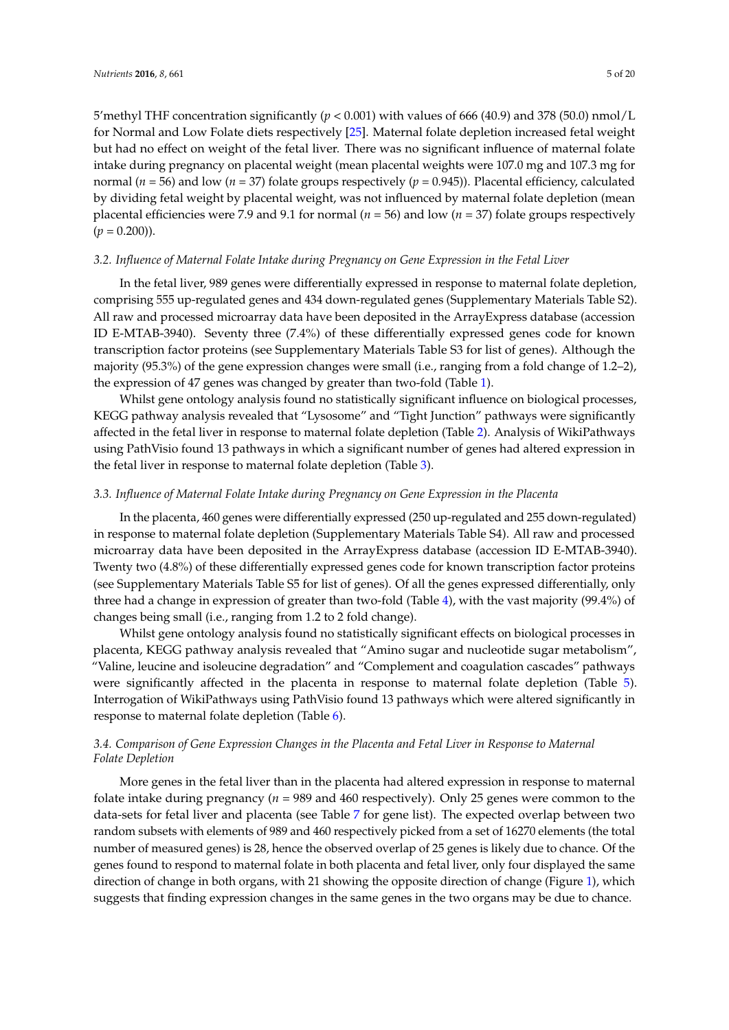5'methyl THF concentration significantly ($p < 0.001$) with values of 666 (40.9) and 378 (50.0) nmol/L for Normal and Low Folate diets respectively [25]. Maternal folate depletion increased fetal weight but had no effect on weight of the fetal liver. There was no significant influence of maternal folate intake during pregnancy on placental weight (mean placental weights were 107.0 mg and 107.3 mg for normal ($n = 56$) and low ($n = 37$) folate groups respectively ($p = 0.945$)). Placental efficiency, calculated by dividing fetal weight by placental weight, was not influenced by maternal folate depletion (mean placental efficiencies were 7.9 and 9.1 for normal ($n = 56$) and low ($n = 37$) folate groups respectively ($p = 0.200$)).

### *3.2. Influence of Maternal Folate Intake during Pregnancy on Gene Expression in the Fetal Liver*

In the fetal liver, 989 genes were differentially expressed in response to maternal folate depletion, comprising 555 up-regulated genes and 434 down-regulated genes (Supplementary Materials Table S2). All raw and processed microarray data have been deposited in the ArrayExpress database (accession ID E-MTAB-3940). Seventy three (7.4%) of these differentially expressed genes code for known transcription factor proteins (see Supplementary Materials Table S3 for list of genes). Although the majority (95.3%) of the gene expression changes were small (i.e., ranging from a fold change of 1.2–2), the expression of 47 genes was changed by greater than two-fold (Table 1).

Whilst gene ontology analysis found no statistically significant influence on biological processes, KEGG pathway analysis revealed that "Lysosome" and "Tight Junction" pathways were significantly affected in the fetal liver in response to maternal folate depletion (Table 2). Analysis of WikiPathways using PathVisio found 13 pathways in which a significant number of genes had altered expression in the fetal liver in response to maternal folate depletion (Table 3).

### *3.3. Influence of Maternal Folate Intake during Pregnancy on Gene Expression in the Placenta*

In the placenta, 460 genes were differentially expressed (250 up-regulated and 255 down-regulated) in response to maternal folate depletion (Supplementary Materials Table S4). All raw and processed microarray data have been deposited in the ArrayExpress database (accession ID E-MTAB-3940). Twenty two (4.8%) of these differentially expressed genes code for known transcription factor proteins (see Supplementary Materials Table S5 for list of genes). Of all the genes expressed differentially, only three had a change in expression of greater than two-fold (Table 4), with the vast majority (99.4%) of changes being small (i.e., ranging from 1.2 to 2 fold change).

Whilst gene ontology analysis found no statistically significant effects on biological processes in placenta, KEGG pathway analysis revealed that "Amino sugar and nucleotide sugar metabolism", "Valine, leucine and isoleucine degradation" and "Complement and coagulation cascades" pathways were significantly affected in the placenta in response to maternal folate depletion (Table 5). Interrogation of WikiPathways using PathVisio found 13 pathways which were altered significantly in response to maternal folate depletion (Table 6).

### *3.4. Comparison of Gene Expression Changes in the Placenta and Fetal Liver in Response to Maternal Folate Depletion*

More genes in the fetal liver than in the placenta had altered expression in response to maternal folate intake during pregnancy ($n = 989$ and 460 respectively). Only 25 genes were common to the data-sets for fetal liver and placenta (see Table 7 for gene list). The expected overlap between two random subsets with elements of 989 and 460 respectively picked from a set of 16270 elements (the total number of measured genes) is 28, hence the observed overlap of 25 genes is likely due to chance. Of the genes found to respond to maternal folate in both placenta and fetal liver, only four displayed the same direction of change in both organs, with 21 showing the opposite direction of change (Figure 1), which suggests that finding expression changes in the same genes in the two organs may be due to chance.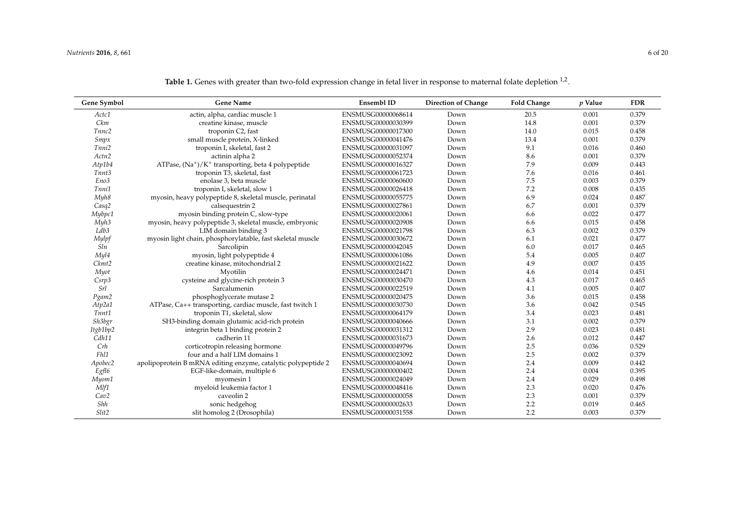**Table 1.** Genes with greater than two-fold expression change in fetal liver in response to maternal folate depletion [1,2].

| Gene Symbol | Gene Name | Ensembl ID | Direction of Change | Fold Change | *p* Value | FDR |
|---|---|---|---|---|---|---|
| *Actc1* | actin, alpha, cardiac muscle 1 | ENSMUSG00000068614 | Down | 20.5 | 0.001 | 0.379 |
| *Ckm* | creatine kinase, muscle | ENSMUSG00000030399 | Down | 14.8 | 0.001 | 0.379 |
| *Tnnc2* | troponin C2, fast | ENSMUSG00000017300 | Down | 14.0 | 0.015 | 0.458 |
| *Smpx* | small muscle protein, X-linked | ENSMUSG00000041476 | Down | 13.4 | 0.001 | 0.379 |
| *Tnni2* | troponin I, skeletal, fast 2 | ENSMUSG00000031097 | Down | 9.1 | 0.016 | 0.460 |
| *Actn2* | actinin alpha 2 | ENSMUSG00000052374 | Down | 8.6 | 0.001 | 0.379 |
| *Atp1b4* | ATPase, $(Na^+)/K^+$ transporting, beta 4 polypeptide | ENSMUSG00000016327 | Down | 7.9 | 0.009 | 0.443 |
| *Tnnt3* | troponin T3, skeletal, fast | ENSMUSG00000061723 | Down | 7.6 | 0.016 | 0.461 |
| *Eno3* | enolase 3, beta muscle | ENSMUSG00000060600 | Down | 7.5 | 0.003 | 0.379 |
| *Tnni1* | troponin I, skeletal, slow 1 | ENSMUSG00000026418 | Down | 7.2 | 0.008 | 0.435 |
| *Myh8* | myosin, heavy polypeptide 8, skeletal muscle, perinatal | ENSMUSG00000055775 | Down | 6.9 | 0.024 | 0.487 |
| *Casq2* | calsequestrin 2 | ENSMUSG00000027861 | Down | 6.7 | 0.001 | 0.379 |
| *Mybpc1* | myosin binding protein C, slow-type | ENSMUSG00000020061 | Down | 6.6 | 0.022 | 0.477 |
| *Myh3* | myosin, heavy polypeptide 3, skeletal muscle, embryonic | ENSMUSG00000020908 | Down | 6.6 | 0.015 | 0.458 |
| *Ldb3* | LIM domain binding 3 | ENSMUSG00000021798 | Down | 6.3 | 0.002 | 0.379 |
| *Mylpf* | myosin light chain, phosphorylatable, fast skeletal muscle | ENSMUSG00000030672 | Down | 6.1 | 0.021 | 0.477 |
| *Sln* | Sarcolipin | ENSMUSG00000042045 | Down | 6.0 | 0.017 | 0.465 |
| *Myl4* | myosin, light polypeptide 4 | ENSMUSG00000061086 | Down | 5.4 | 0.005 | 0.407 |
| *Ckmt2* | creatine kinase, mitochondrial 2 | ENSMUSG00000021622 | Down | 4.9 | 0.007 | 0.435 |
| *Myot* | Myotilin | ENSMUSG00000024471 | Down | 4.6 | 0.014 | 0.451 |
| *Csrp3* | cysteine and glycine-rich protein 3 | ENSMUSG00000030470 | Down | 4.3 | 0.017 | 0.465 |
| *Srl* | Sarcalumenin | ENSMUSG00000022519 | Down | 4.1 | 0.005 | 0.407 |
| *Pgam2* | phosphoglycerate mutase 2 | ENSMUSG00000020475 | Down | 3.6 | 0.015 | 0.458 |
| *Atp2a1* | ATPase, Ca++ transporting, cardiac muscle, fast twitch 1 | ENSMUSG00000030730 | Down | 3.6 | 0.042 | 0.545 |
| *Tnnt1* | troponin T1, skeletal, slow | ENSMUSG00000064179 | Down | 3.4 | 0.023 | 0.481 |
| *Sh3bgr* | SH3-binding domain glutamic acid-rich protein | ENSMUSG00000040666 | Down | 3.1 | 0.002 | 0.379 |
| *Itgb1bp2* | integrin beta 1 binding protein 2 | ENSMUSG00000031312 | Down | 2.9 | 0.023 | 0.481 |
| *Cdh11* | cadherin 11 | ENSMUSG00000031673 | Down | 2.6 | 0.012 | 0.447 |
| *Crh* | corticotropin releasing hormone | ENSMUSG00000049796 | Down | 2.5 | 0.036 | 0.529 |
| *Fhl1* | four and a half LIM domains 1 | ENSMUSG00000023092 | Down | 2.5 | 0.002 | 0.379 |
| *Apobec2* | apolipoprotein B mRNA editing enzyme, catalytic polypeptide 2 | ENSMUSG00000040694 | Down | 2.4 | 0.009 | 0.442 |
| *Egfl6* | EGF-like-domain, multiple 6 | ENSMUSG00000000402 | Down | 2.4 | 0.004 | 0.395 |
| *Myom1* | myomesin 1 | ENSMUSG00000024049 | Down | 2.4 | 0.029 | 0.498 |
| *Mlf1* | myeloid leukemia factor 1 | ENSMUSG00000048416 | Down | 2.3 | 0.020 | 0.476 |
| *Cav2* | caveolin 2 | ENSMUSG00000000058 | Down | 2.3 | 0.001 | 0.379 |
| *Shh* | sonic hedgehog | ENSMUSG00000002633 | Down | 2.2 | 0.019 | 0.465 |
| *Slit2* | slit homolog 2 (Drosophila) | ENSMUSG00000031558 | Down | 2.2 | 0.003 | 0.379 |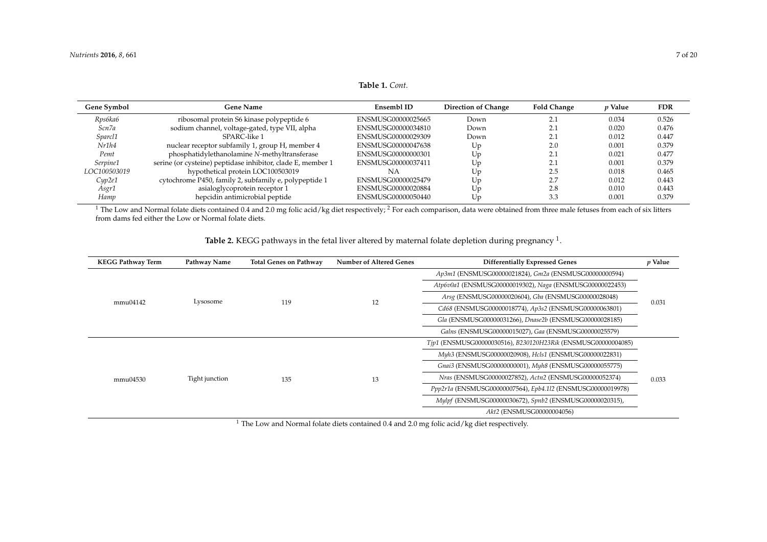**Table 1.** *Cont.*

| Gene Symbol | Gene Name | Ensembl ID | Direction of Change | Fold Change | *p* Value | FDR |
|---|---|---|---|---|---|---|
| *Rps6ka6* | ribosomal protein S6 kinase polypeptide 6 | ENSMUSG00000025665 | Down | 2.1 | 0.034 | 0.526 |
| *Scn7a* | sodium channel, voltage-gated, type VII, alpha | ENSMUSG00000034810 | Down | 2.1 | 0.020 | 0.476 |
| *Sparcl1* | SPARC-like 1 | ENSMUSG00000029309 | Down | 2.1 | 0.012 | 0.447 |
| *Nr1h4* | nuclear receptor subfamily 1, group H, member 4 | ENSMUSG00000047638 | Up | 2.0 | 0.001 | 0.379 |
| *Pemt* | phosphatidylethanolamine *N*-methyltransferase | ENSMUSG00000000301 | Up | 2.1 | 0.021 | 0.477 |
| *Serpine1* | serine (or cysteine) peptidase inhibitor, clade E, member 1 | ENSMUSG00000037411 | Up | 2.1 | 0.001 | 0.379 |
| *LOC100503019* | hypothetical protein LOC100503019 | NA | Up | 2.5 | 0.018 | 0.465 |
| *Cyp2e1* | cytochrome P450, family 2, subfamily e, polypeptide 1 | ENSMUSG00000025479 | Up | 2.7 | 0.012 | 0.443 |
| *Asgr1* | asialoglycoprotein receptor 1 | ENSMUSG00000020884 | Up | 2.8 | 0.010 | 0.443 |
| *Hamp* | hepcidin antimicrobial peptide | ENSMUSG00000050440 | Up | 3.3 | 0.001 | 0.379 |

[1] The Low and Normal folate diets contained 0.4 and 2.0 mg folic acid/kg diet respectively; [2] For each comparison, data were obtained from three male fetuses from each of six litters from dams fed either the Low or Normal folate diets.

**Table 2.** KEGG pathways in the fetal liver altered by maternal folate depletion during pregnancy [1].

| KEGG Pathway Term | Pathway Name | Total Genes on Pathway | Number of Altered Genes | Differentially Expressed Genes | *p* Value |
|---|---|---|---|---|---|
| mmu04142 | Lysosome | 119 | 12 | *Ap3m1* (ENSMUSG00000021824), *Gm2a* (ENSMUSG00000000594)<br>*Atp6v0a1* (ENSMUSG00000019302), *Naga* (ENSMUSG00000022453)<br>*Arsg* (ENSMUSG00000020604), *Gba* (ENSMUSG00000028048)<br>*Cd68* (ENSMUSG00000018774), *Ap3s2* (ENSMUSG00000063801)<br>*Gla* (ENSMUSG00000031266), *Dnase2b* (ENSMUSG00000028185)<br>*Galns* (ENSMUSG00000015027), *Gaa* (ENSMUSG00000025579) | 0.031 |
| mmu04530 | Tight junction | 135 | 13 | *Tjp1* (ENSMUSG00000030516), *B230120H23Rik* (ENSMUSG00000004085)<br>*Myh3* (ENSMUSG00000020908), *Hcls1* (ENSMUSG00000022831)<br>*Gnai3* (ENSMUSG00000000001), *Myh8* (ENSMUSG00000055775)<br>*Nras* (ENSMUSG00000027852), *Actn2* (ENSMUSG00000052374)<br>*Ppp2r1a* (ENSMUSG00000007564), *Epb4.1l2* (ENSMUSG00000019978)<br>*Mylpf* (ENSMUSG00000030672), *Spnb2* (ENSMUSG00000020315),<br>*Akt2* (ENSMUSG00000004056) | 0.033 |

[1] The Low and Normal folate diets contained 0.4 and 2.0 mg folic acid/kg diet respectively.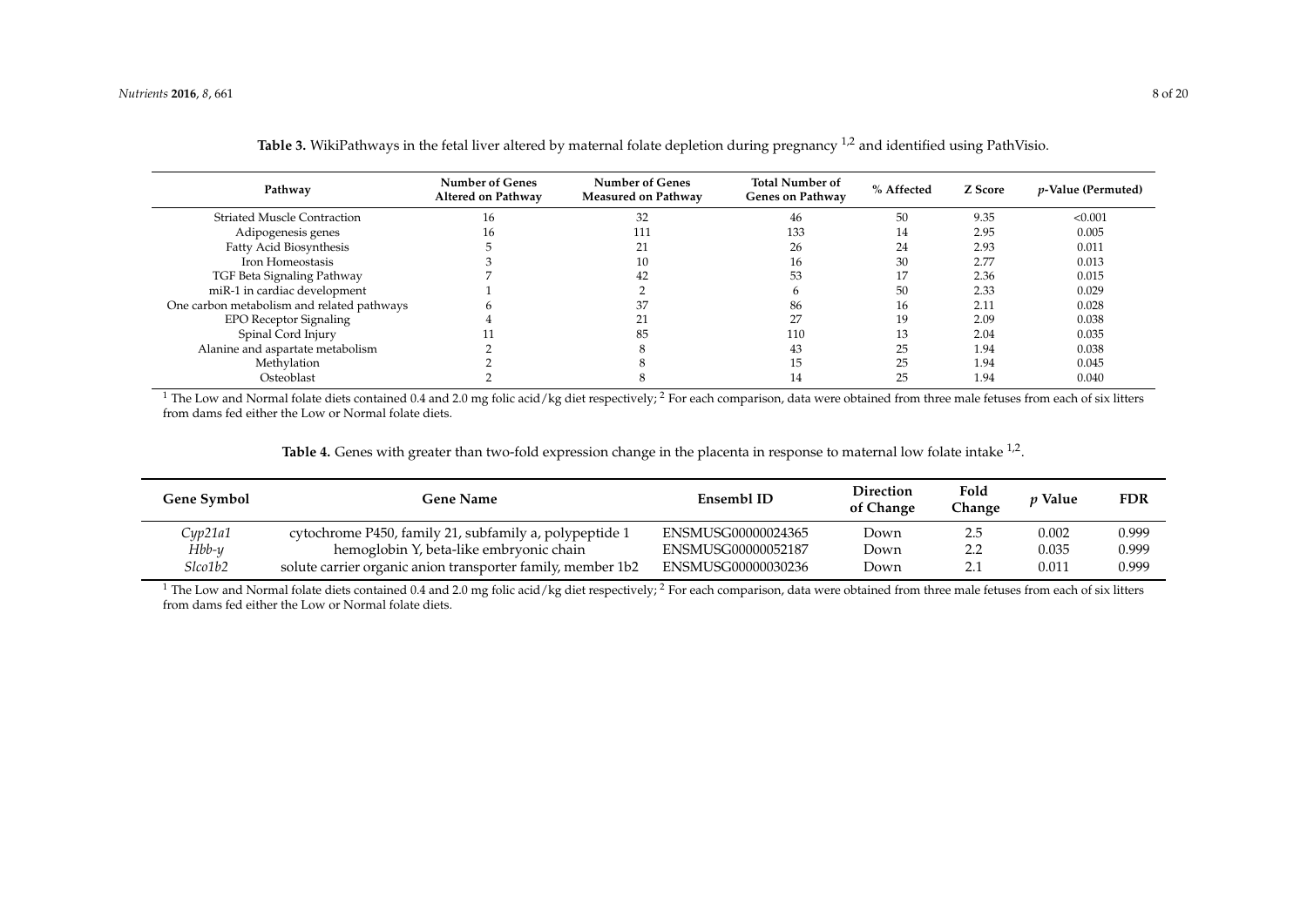**Table 3.** WikiPathways in the fetal liver altered by maternal folate depletion during pregnancy [1,2] and identified using PathVisio.

| Pathway | Number of Genes Altered on Pathway | Number of Genes Measured on Pathway | Total Number of Genes on Pathway | % Affected | Z Score | *p*-Value (Permuted) |
|---|---|---|---|---|---|---|
| Striated Muscle Contraction | 16 | 32 | 46 | 50 | 9.35 | <0.001 |
| Adipogenesis genes | 16 | 111 | 133 | 14 | 2.95 | 0.005 |
| Fatty Acid Biosynthesis | 5 | 21 | 26 | 24 | 2.93 | 0.011 |
| Iron Homeostasis | 3 | 10 | 16 | 30 | 2.77 | 0.013 |
| TGF Beta Signaling Pathway | 7 | 42 | 53 | 17 | 2.36 | 0.015 |
| miR-1 in cardiac development | 1 | 2 | 6 | 50 | 2.33 | 0.029 |
| One carbon metabolism and related pathways | 6 | 37 | 86 | 16 | 2.11 | 0.028 |
| EPO Receptor Signaling | 4 | 21 | 27 | 19 | 2.09 | 0.038 |
| Spinal Cord Injury | 11 | 85 | 110 | 13 | 2.04 | 0.035 |
| Alanine and aspartate metabolism | 2 | 8 | 43 | 25 | 1.94 | 0.038 |
| Methylation | 2 | 8 | 15 | 25 | 1.94 | 0.045 |
| Osteoblast | 2 | 8 | 14 | 25 | 1.94 | 0.040 |

[1] The Low and Normal folate diets contained 0.4 and 2.0 mg folic acid/kg diet respectively; [2] For each comparison, data were obtained from three male fetuses from each of six litters from dams fed either the Low or Normal folate diets.

**Table 4.** Genes with greater than two-fold expression change in the placenta in response to maternal low folate intake [1,2].

| Gene Symbol | Gene Name | Ensembl ID | Direction of Change | Fold Change | *p* Value | FDR |
|---|---|---|---|---|---|---|
| *Cyp21a1* | cytochrome P450, family 21, subfamily a, polypeptide 1 | ENSMUSG00000024365 | Down | 2.5 | 0.002 | 0.999 |
| *Hbb-y* | hemoglobin Y, beta-like embryonic chain | ENSMUSG00000052187 | Down | 2.2 | 0.035 | 0.999 |
| *Slco1b2* | solute carrier organic anion transporter family, member 1b2 | ENSMUSG00000030236 | Down | 2.1 | 0.011 | 0.999 |

[1] The Low and Normal folate diets contained 0.4 and 2.0 mg folic acid/kg diet respectively; [2] For each comparison, data were obtained from three male fetuses from each of six litters from dams fed either the Low or Normal folate diets.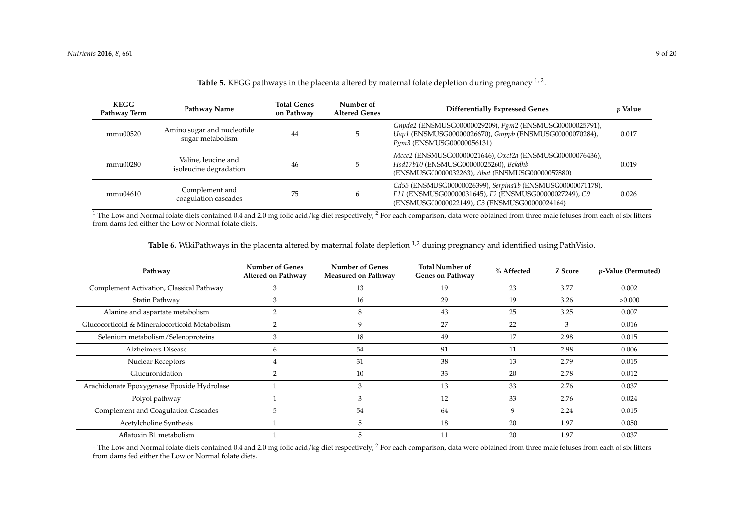**Table 5.** KEGG pathways in the placenta altered by maternal folate depletion during pregnancy [1,2].

| KEGG Pathway Term | Pathway Name | Total Genes on Pathway | Number of Altered Genes | Differentially Expressed Genes | *p* Value |
|---|---|---|---|---|---|
| mmu00520 | Amino sugar and nucleotide sugar metabolism | 44 | 5 | *Gnpda2* (ENSMUSG00000029209), *Pgm2* (ENSMUSG00000025791), *Uap1* (ENSMUSG00000026670), *Gmppb* (ENSMUSG00000070284), *Pgm3* (ENSMUSG00000056131) | 0.017 |
| mmu00280 | Valine, leucine and isoleucine degradation | 46 | 5 | *Mccc2* (ENSMUSG00000021646), *Oxct2a* (ENSMUSG00000076436), *Hsd17b10* (ENSMUSG00000025260), *Bckdhb* (ENSMUSG00000032263), *Abat* (ENSMUSG00000057880) | 0.019 |
| mmu04610 | Complement and coagulation cascades | 75 | 6 | *Cd55* (ENSMUSG00000026399), *Serpina1b* (ENSMUSG00000071178), *F11* (ENSMUSG00000031645), *F2* (ENSMUSG00000027249), *C9* (ENSMUSG00000022149), *C3* (ENSMUSG00000024164) | 0.026 |

[1] The Low and Normal folate diets contained 0.4 and 2.0 mg folic acid/kg diet respectively; [2] For each comparison, data were obtained from three male fetuses from each of six litters from dams fed either the Low or Normal folate diets.

**Table 6.** WikiPathways in the placenta altered by maternal folate depletion [1,2] during pregnancy and identified using PathVisio.

| Pathway | Number of Genes Altered on Pathway | Number of Genes Measured on Pathway | Total Number of Genes on Pathway | % Affected | Z Score | *p*-Value (Permuted) |
|---|---|---|---|---|---|---|
| Complement Activation, Classical Pathway | 3 | 13 | 19 | 23 | 3.77 | 0.002 |
| Statin Pathway | 3 | 16 | 29 | 19 | 3.26 | >0.000 |
| Alanine and aspartate metabolism | 2 | 8 | 43 | 25 | 3.25 | 0.007 |
| Glucocorticoid & Mineralocorticoid Metabolism | 2 | 9 | 27 | 22 | 3 | 0.016 |
| Selenium metabolism/Selenoproteins | 3 | 18 | 49 | 17 | 2.98 | 0.015 |
| Alzheimers Disease | 6 | 54 | 91 | 11 | 2.98 | 0.006 |
| Nuclear Receptors | 4 | 31 | 38 | 13 | 2.79 | 0.015 |
| Glucuronidation | 2 | 10 | 33 | 20 | 2.78 | 0.012 |
| Arachidonate Epoxygenase Epoxide Hydrolase | 1 | 3 | 13 | 33 | 2.76 | 0.037 |
| Polyol pathway | 1 | 3 | 12 | 33 | 2.76 | 0.024 |
| Complement and Coagulation Cascades | 5 | 54 | 64 | 9 | 2.24 | 0.015 |
| Acetylcholine Synthesis | 1 | 5 | 18 | 20 | 1.97 | 0.050 |
| Aflatoxin B1 metabolism | 1 | 5 | 11 | 20 | 1.97 | 0.037 |

[1] The Low and Normal folate diets contained 0.4 and 2.0 mg folic acid/kg diet respectively; [2] For each comparison, data were obtained from three male fetuses from each of six litters from dams fed either the Low or Normal folate diets.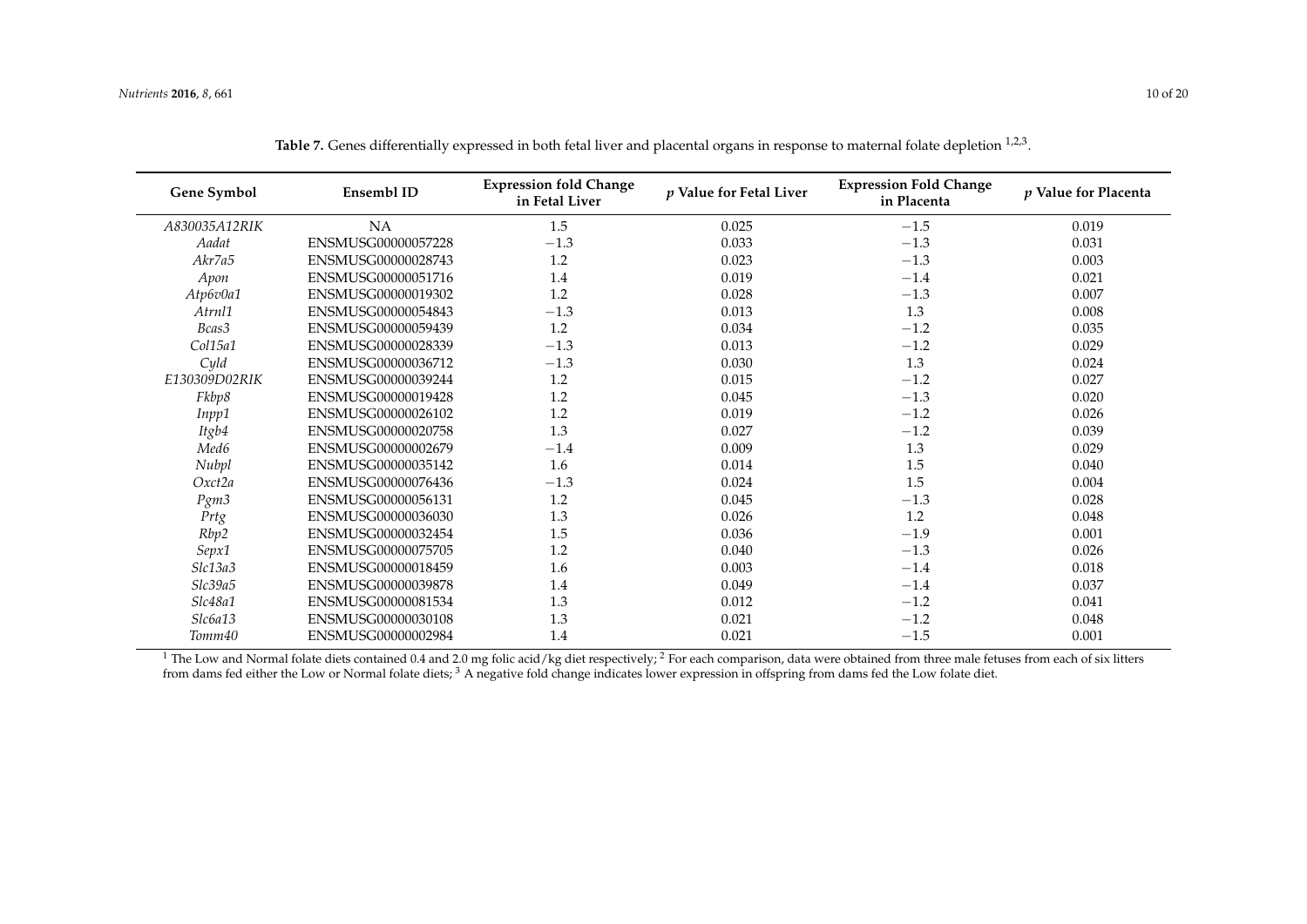**Table 7.** Genes differentially expressed in both fetal liver and placental organs in response to maternal folate depletion [1,2,3].

| Gene Symbol | Ensembl ID | Expression fold Change in Fetal Liver | *p* Value for Fetal Liver | Expression Fold Change in Placenta | *p* Value for Placenta |
|---|---|---|---|---|---|
| *A830035A12RIK* | NA | 1.5 | 0.025 | −1.5 | 0.019 |
| *Aadat* | ENSMUSG00000057228 | −1.3 | 0.033 | −1.3 | 0.031 |
| *Akr7a5* | ENSMUSG00000028743 | 1.2 | 0.023 | −1.3 | 0.003 |
| *Apon* | ENSMUSG00000051716 | 1.4 | 0.019 | −1.4 | 0.021 |
| *Atp6v0a1* | ENSMUSG00000019302 | 1.2 | 0.028 | −1.3 | 0.007 |
| *Atrnl1* | ENSMUSG00000054843 | −1.3 | 0.013 | 1.3 | 0.008 |
| *Bcas3* | ENSMUSG00000059439 | 1.2 | 0.034 | −1.2 | 0.035 |
| *Col15a1* | ENSMUSG00000028339 | −1.3 | 0.013 | −1.2 | 0.029 |
| *Cyld* | ENSMUSG00000036712 | −1.3 | 0.030 | 1.3 | 0.024 |
| *E130309D02RIK* | ENSMUSG00000039244 | 1.2 | 0.015 | −1.2 | 0.027 |
| *Fkbp8* | ENSMUSG00000019428 | 1.2 | 0.045 | −1.3 | 0.020 |
| *Inpp1* | ENSMUSG00000026102 | 1.2 | 0.019 | −1.2 | 0.026 |
| *Itgb4* | ENSMUSG00000020758 | 1.3 | 0.027 | −1.2 | 0.039 |
| *Med6* | ENSMUSG00000002679 | −1.4 | 0.009 | 1.3 | 0.029 |
| *Nubpl* | ENSMUSG00000035142 | 1.6 | 0.014 | 1.5 | 0.040 |
| *Oxct2a* | ENSMUSG00000076436 | −1.3 | 0.024 | 1.5 | 0.004 |
| *Pgm3* | ENSMUSG00000056131 | 1.2 | 0.045 | −1.3 | 0.028 |
| *Prtg* | ENSMUSG00000036030 | 1.3 | 0.026 | 1.2 | 0.048 |
| *Rbp2* | ENSMUSG00000032454 | 1.5 | 0.036 | −1.9 | 0.001 |
| *Sepx1* | ENSMUSG00000075705 | 1.2 | 0.040 | −1.3 | 0.026 |
| *Slc13a3* | ENSMUSG00000018459 | 1.6 | 0.003 | −1.4 | 0.018 |
| *Slc39a5* | ENSMUSG00000039878 | 1.4 | 0.049 | −1.4 | 0.037 |
| *Slc48a1* | ENSMUSG00000081534 | 1.3 | 0.012 | −1.2 | 0.041 |
| *Slc6a13* | ENSMUSG00000030108 | 1.3 | 0.021 | −1.2 | 0.048 |
| *Tomm40* | ENSMUSG00000002984 | 1.4 | 0.021 | −1.5 | 0.001 |

[1] The Low and Normal folate diets contained 0.4 and 2.0 mg folic acid/kg diet respectively; [2] For each comparison, data were obtained from three male fetuses from each of six litters from dams fed either the Low or Normal folate diets; [3] A negative fold change indicates lower expression in offspring from dams fed the Low folate diet.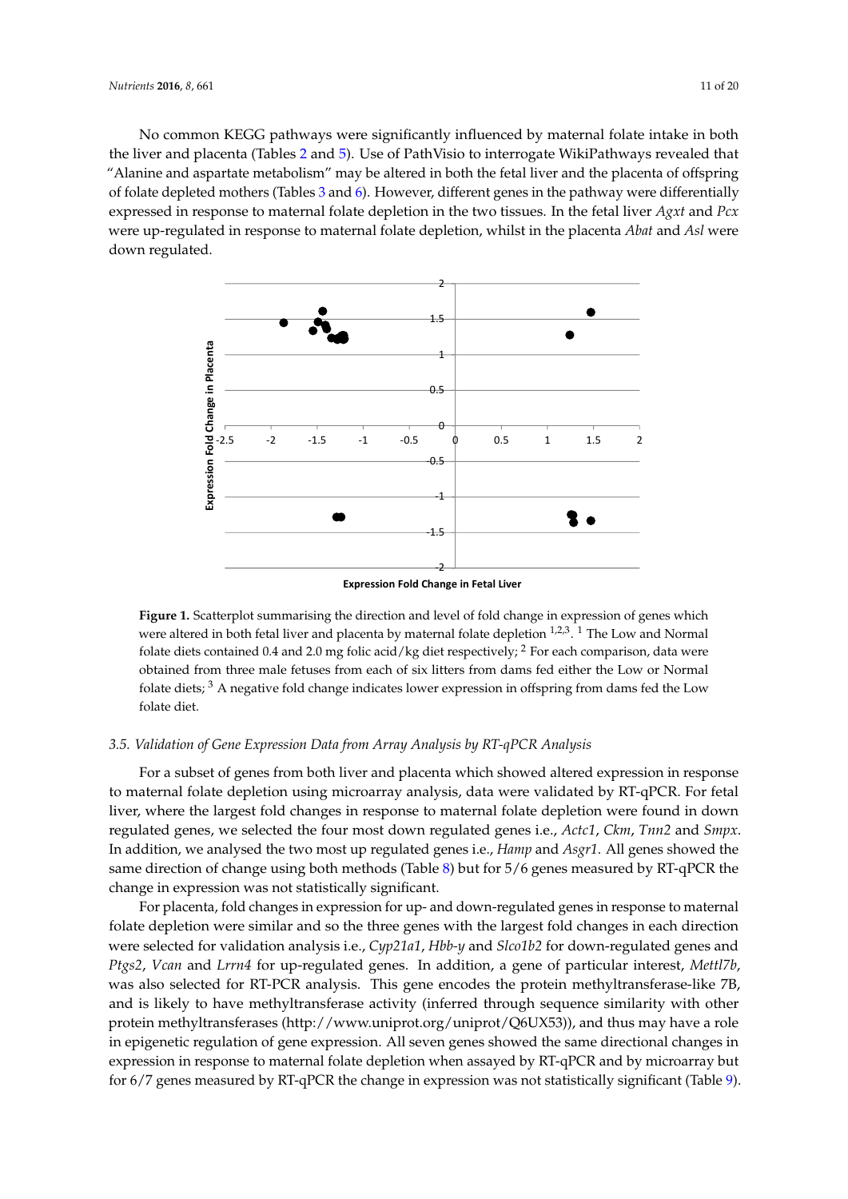No common KEGG pathways were significantly influenced by maternal folate intake in both the liver and placenta (Tables 2 and 5). Use of PathVisio to interrogate WikiPathways revealed that "Alanine and aspartate metabolism" may be altered in both the fetal liver and the placenta of offspring of folate depleted mothers (Tables 3 and 6). However, different genes in the pathway were differentially expressed in response to maternal folate depletion in the two tissues. In the fetal liver *Agxt* and *Pcx* were up-regulated in response to maternal folate depletion, whilst in the placenta *Abat* and *Asl* were down regulated.

**Figure 1.** Scatterplot summarising the direction and level of fold change in expression of genes which were altered in both fetal liver and placenta by maternal folate depletion [1,2,3]. [1] The Low and Normal folate diets contained 0.4 and 2.0 mg folic acid/kg diet respectively; [2] For each comparison, data were obtained from three male fetuses from each of six litters from dams fed either the Low or Normal folate diets; [3] A negative fold change indicates lower expression in offspring from dams fed the Low folate diet.

### 3.5. Validation of Gene Expression Data from Array Analysis by RT-qPCR Analysis

For a subset of genes from both liver and placenta which showed altered expression in response to maternal folate depletion using microarray analysis, data were validated by RT-qPCR. For fetal liver, where the largest fold changes in response to maternal folate depletion were found in down regulated genes, we selected the four most down regulated genes i.e., *Actc1*, *Ckm*, *Tnn2* and *Smpx*. In addition, we analysed the two most up regulated genes i.e., *Hamp* and *Asgr1*. All genes showed the same direction of change using both methods (Table 8) but for 5/6 genes measured by RT-qPCR the change in expression was not statistically significant.

For placenta, fold changes in expression for up- and down-regulated genes in response to maternal folate depletion were similar and so the three genes with the largest fold changes in each direction were selected for validation analysis i.e., *Cyp21a1*, *Hbb-y* and *Slco1b2* for down-regulated genes and *Ptgs2*, *Vcan* and *Lrrn4* for up-regulated genes. In addition, a gene of particular interest, *Mettl7b*, was also selected for RT-PCR analysis. This gene encodes the protein methyltransferase-like 7B, and is likely to have methyltransferase activity (inferred through sequence similarity with other protein methyltransferases (http://www.uniprot.org/uniprot/Q6UX53)), and thus may have a role in epigenetic regulation of gene expression. All seven genes showed the same directional changes in expression in response to maternal folate depletion when assayed by RT-qPCR and by microarray but for 6/7 genes measured by RT-qPCR the change in expression was not statistically significant (Table 9).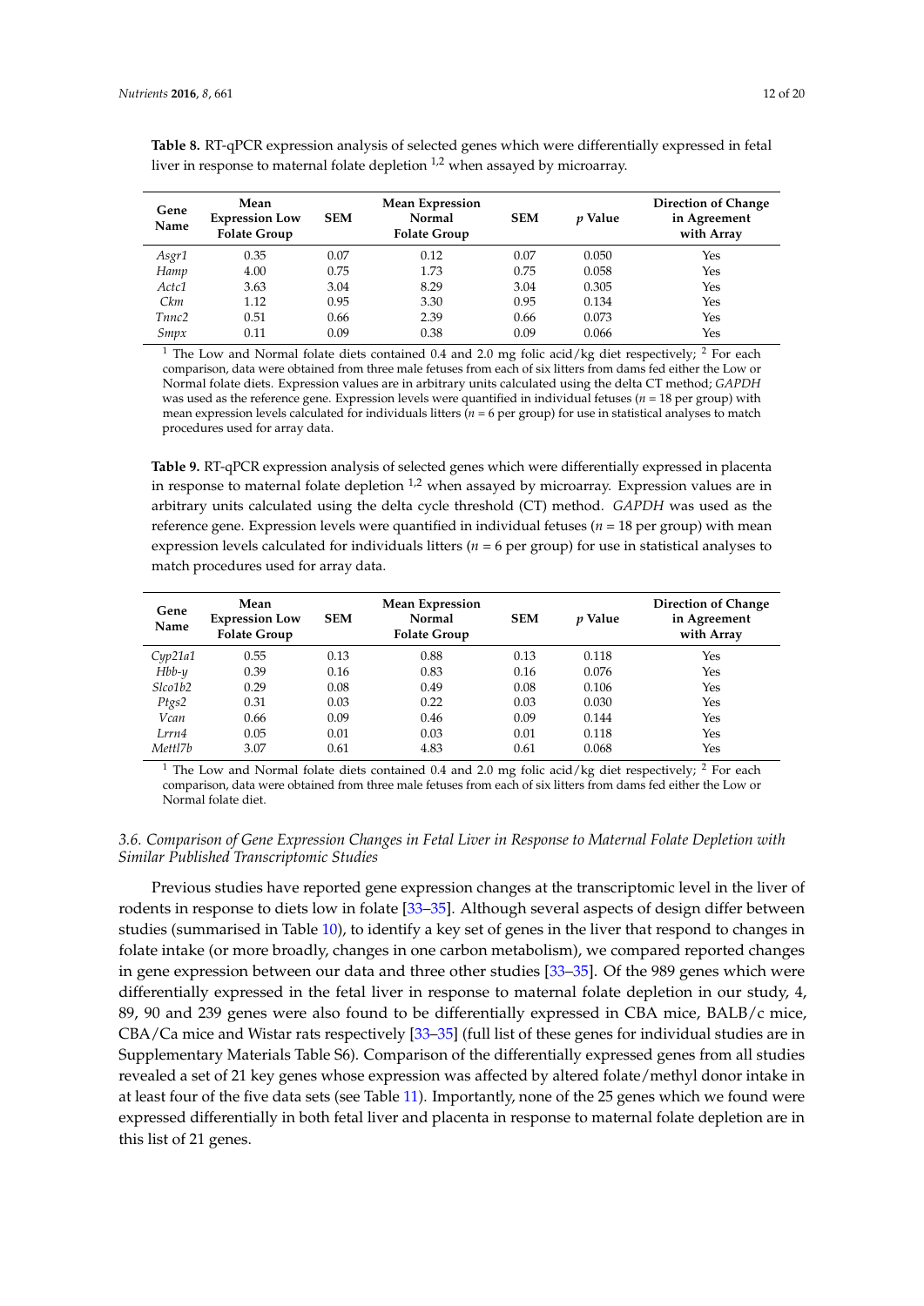**Table 8.** RT-qPCR expression analysis of selected genes which were differentially expressed in fetal liver in response to maternal folate depletion [1,2] when assayed by microarray.

| Gene Name | Mean Expression Low Folate Group | SEM | Mean Expression Normal Folate Group | SEM | *p* Value | Direction of Change in Agreement with Array |
|---|---|---|---|---|---|---|
| *Asgr1* | 0.35 | 0.07 | 0.12 | 0.07 | 0.050 | Yes |
| *Hamp* | 4.00 | 0.75 | 1.73 | 0.75 | 0.058 | Yes |
| *Actc1* | 3.63 | 3.04 | 8.29 | 3.04 | 0.305 | Yes |
| *Ckm* | 1.12 | 0.95 | 3.30 | 0.95 | 0.134 | Yes |
| *Tnnc2* | 0.51 | 0.66 | 2.39 | 0.66 | 0.073 | Yes |
| *Smpx* | 0.11 | 0.09 | 0.38 | 0.09 | 0.066 | Yes |

[1] The Low and Normal folate diets contained 0.4 and 2.0 mg folic acid/kg diet respectively; [2] For each comparison, data were obtained from three male fetuses from each of six litters from dams fed either the Low or Normal folate diets. Expression values are in arbitrary units calculated using the delta CT method; *GAPDH* was used as the reference gene. Expression levels were quantified in individual fetuses ($n$ = 18 per group) with mean expression levels calculated for individuals litters ($n$ = 6 per group) for use in statistical analyses to match procedures used for array data.

**Table 9.** RT-qPCR expression analysis of selected genes which were differentially expressed in placenta in response to maternal folate depletion [1,2] when assayed by microarray. Expression values are in arbitrary units calculated using the delta cycle threshold (CT) method. *GAPDH* was used as the reference gene. Expression levels were quantified in individual fetuses ($n$ = 18 per group) with mean expression levels calculated for individuals litters ($n$ = 6 per group) for use in statistical analyses to match procedures used for array data.

| Gene Name | Mean Expression Low Folate Group | SEM | Mean Expression Normal Folate Group | SEM | *p* Value | Direction of Change in Agreement with Array |
|---|---|---|---|---|---|---|
| *Cyp21a1* | 0.55 | 0.13 | 0.88 | 0.13 | 0.118 | Yes |
| *Hbb-y* | 0.39 | 0.16 | 0.83 | 0.16 | 0.076 | Yes |
| *Slco1b2* | 0.29 | 0.08 | 0.49 | 0.08 | 0.106 | Yes |
| *Ptgs2* | 0.31 | 0.03 | 0.22 | 0.03 | 0.030 | Yes |
| *Vcan* | 0.66 | 0.09 | 0.46 | 0.09 | 0.144 | Yes |
| *Lrrn4* | 0.05 | 0.01 | 0.03 | 0.01 | 0.118 | Yes |
| *Mettl7b* | 3.07 | 0.61 | 4.83 | 0.61 | 0.068 | Yes |

[1] The Low and Normal folate diets contained 0.4 and 2.0 mg folic acid/kg diet respectively; [2] For each comparison, data were obtained from three male fetuses from each of six litters from dams fed either the Low or Normal folate diet.

### *3.6. Comparison of Gene Expression Changes in Fetal Liver in Response to Maternal Folate Depletion with Similar Published Transcriptomic Studies*

Previous studies have reported gene expression changes at the transcriptomic level in the liver of rodents in response to diets low in folate [33–35]. Although several aspects of design differ between studies (summarised in Table 10), to identify a key set of genes in the liver that respond to changes in folate intake (or more broadly, changes in one carbon metabolism), we compared reported changes in gene expression between our data and three other studies [33–35]. Of the 989 genes which were differentially expressed in the fetal liver in response to maternal folate depletion in our study, 4, 89, 90 and 239 genes were also found to be differentially expressed in CBA mice, BALB/c mice, CBA/Ca mice and Wistar rats respectively [33–35] (full list of these genes for individual studies are in Supplementary Materials Table S6). Comparison of the differentially expressed genes from all studies revealed a set of 21 key genes whose expression was affected by altered folate/methyl donor intake in at least four of the five data sets (see Table 11). Importantly, none of the 25 genes which we found were expressed differentially in both fetal liver and placenta in response to maternal folate depletion are in this list of 21 genes.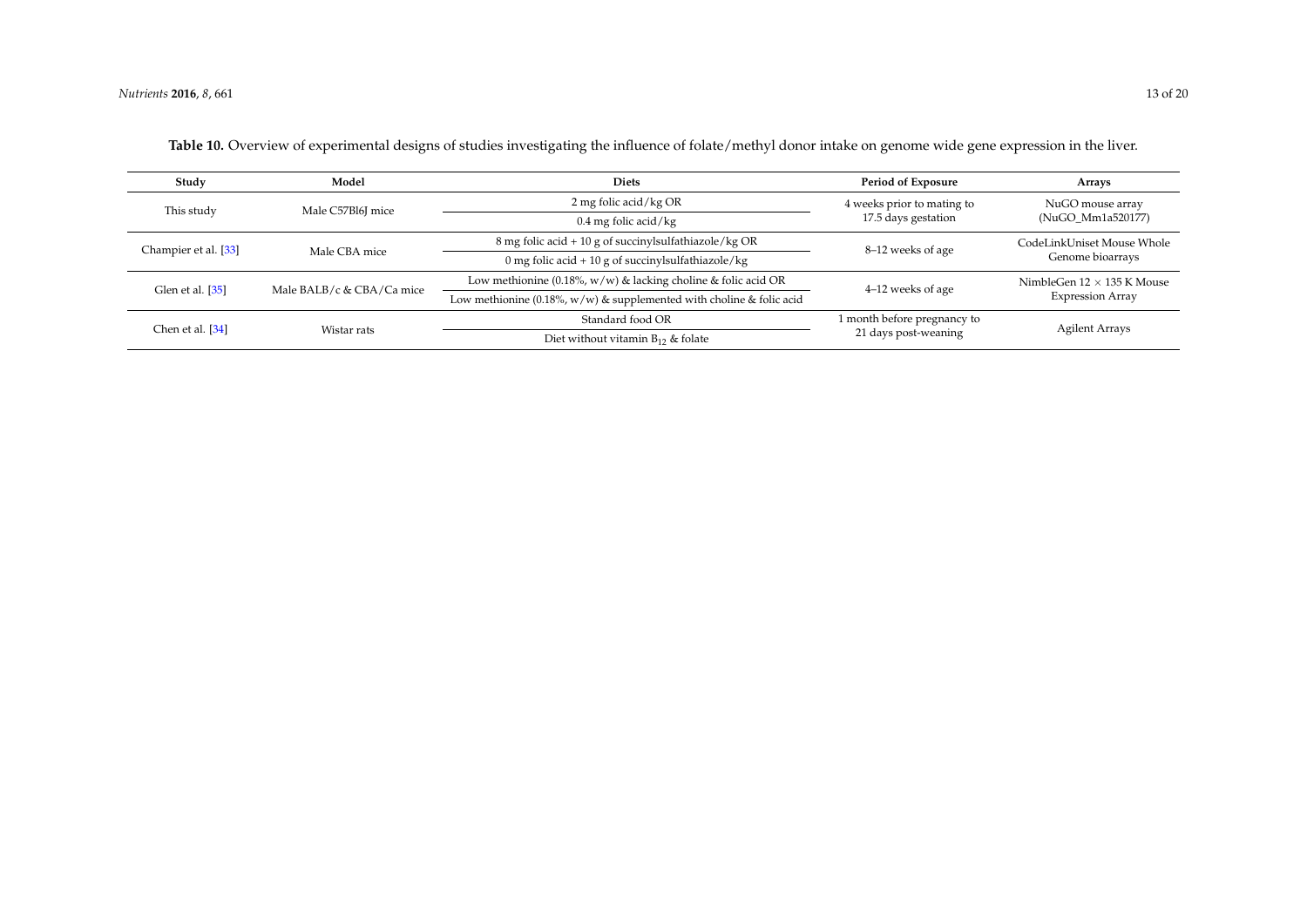**Table 10.** Overview of experimental designs of studies investigating the influence of folate/methyl donor intake on genome wide gene expression in the liver.

| Study | Model | Diets | Period of Exposure | Arrays |
|---|---|---|---|---|
| This study | Male C57Bl6J mice | 2 mg folic acid/kg OR | 4 weeks prior to mating to 17.5 days gestation | NuGO mouse array (NuGO_Mm1a520177) |
| | | 0.4 mg folic acid/kg | | |
| Champier et al. [33] | Male CBA mice | 8 mg folic acid + 10 g of succinylsulfathiazole/kg OR | 8–12 weeks of age | CodeLinkUniset Mouse Whole Genome bioarrays |
| | | 0 mg folic acid + 10 g of succinylsulfathiazole/kg | | |
| Glen et al. [35] | Male BALB/c & CBA/Ca mice | Low methionine (0.18%, w/w) & lacking choline & folic acid OR | 4–12 weeks of age | NimbleGen 12 × 135 K Mouse Expression Array |
| | | Low methionine (0.18%, w/w) & supplemented with choline & folic acid | | |
| Chen et al. [34] | Wistar rats | Standard food OR | 1 month before pregnancy to 21 days post-weaning | Agilent Arrays |
| | | Diet without vitamin $B_{12}$ & folate | | |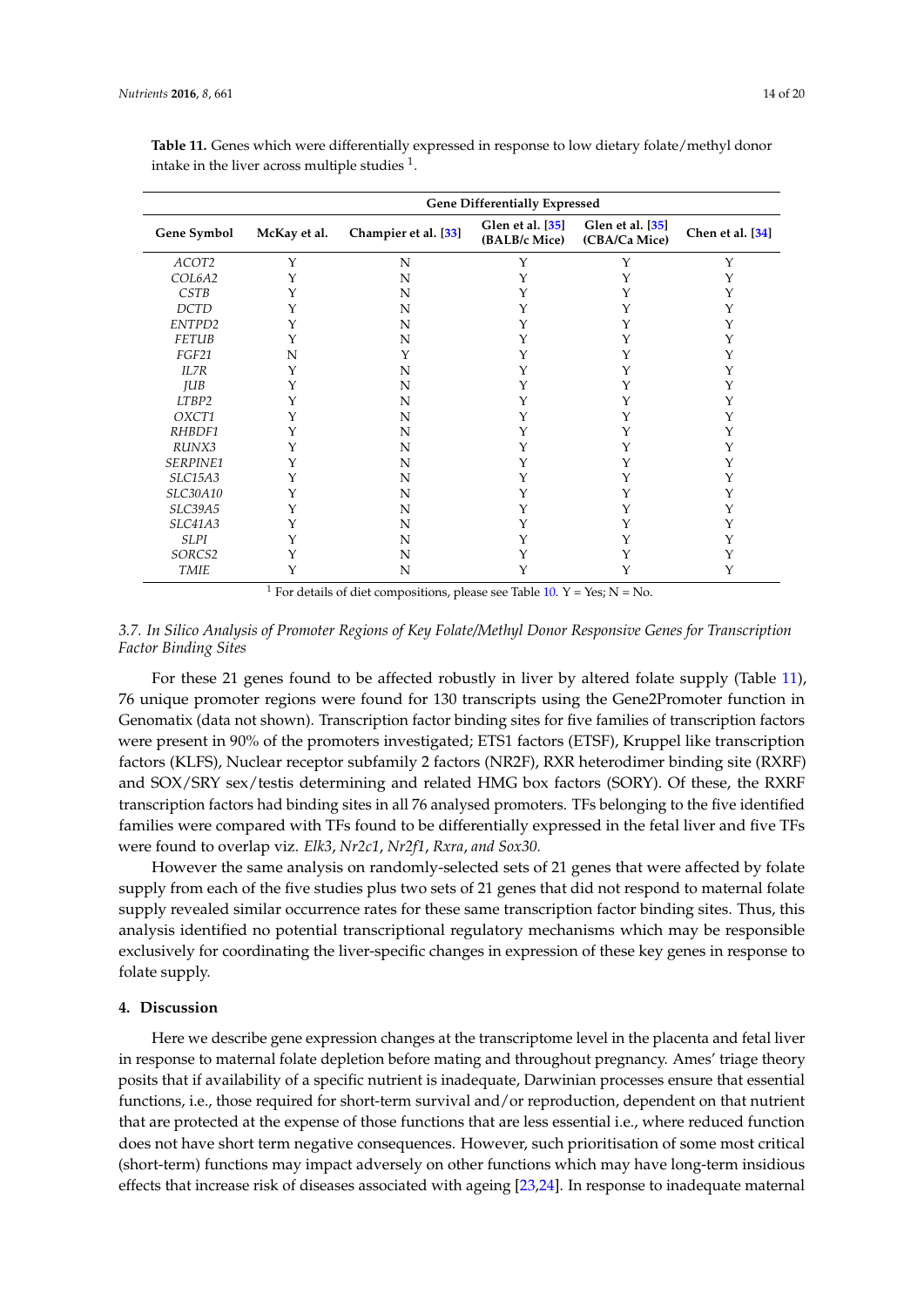**Table 11.** Genes which were differentially expressed in response to low dietary folate/methyl donor intake in the liver across multiple studies [1].

| | Gene Differentially Expressed | | | | |
|---|---|---|---|---|---|
| **Gene Symbol** | **McKay et al.** | **Champier et al. [33]** | **Glen et al. [35] (BALB/c Mice)** | **Glen et al. [35] (CBA/Ca Mice)** | **Chen et al. [34]** |
| *ACOT2* | Y | N | Y | Y | Y |
| *COL6A2* | Y | N | Y | Y | Y |
| *CSTB* | Y | N | Y | Y | Y |
| *DCTD* | Y | N | Y | Y | Y |
| *ENTPD2* | Y | N | Y | Y | Y |
| *FETUB* | Y | N | Y | Y | Y |
| *FGF21* | N | Y | Y | Y | Y |
| *IL7R* | Y | N | Y | Y | Y |
| *JUB* | Y | N | Y | Y | Y |
| *LTBP2* | Y | N | Y | Y | Y |
| *OXCT1* | Y | N | Y | Y | Y |
| *RHBDF1* | Y | N | Y | Y | Y |
| *RUNX3* | Y | N | Y | Y | Y |
| *SERPINE1* | Y | N | Y | Y | Y |
| *SLC15A3* | Y | N | Y | Y | Y |
| *SLC30A10* | Y | N | Y | Y | Y |
| *SLC39A5* | Y | N | Y | Y | Y |
| *SLC41A3* | Y | N | Y | Y | Y |
| *SLPI* | Y | N | Y | Y | Y |
| *SORCS2* | Y | N | Y | Y | Y |
| *TMIE* | Y | N | Y | Y | Y |

[1] For details of diet compositions, please see Table 10. Y = Yes; N = No.

### 3.7. In Silico Analysis of Promoter Regions of Key Folate/Methyl Donor Responsive Genes for Transcription Factor Binding Sites

For these 21 genes found to be affected robustly in liver by altered folate supply (Table 11), 76 unique promoter regions were found for 130 transcripts using the Gene2Promoter function in Genomatix (data not shown). Transcription factor binding sites for five families of transcription factors were present in 90% of the promoters investigated; ETS1 factors (ETSF), Kruppel like transcription factors (KLFS), Nuclear receptor subfamily 2 factors (NR2F), RXR heterodimer binding site (RXRF) and SOX/SRY sex/testis determining and related HMG box factors (SORY). Of these, the RXRF transcription factors had binding sites in all 76 analysed promoters. TFs belonging to the five identified families were compared with TFs found to be differentially expressed in the fetal liver and five TFs were found to overlap viz. *Elk3*, *Nr2c1*, *Nr2f1*, *Rxra*, *and Sox30.*

However the same analysis on randomly-selected sets of 21 genes that were affected by folate supply from each of the five studies plus two sets of 21 genes that did not respond to maternal folate supply revealed similar occurrence rates for these same transcription factor binding sites. Thus, this analysis identified no potential transcriptional regulatory mechanisms which may be responsible exclusively for coordinating the liver-specific changes in expression of these key genes in response to folate supply.

## 4. Discussion

Here we describe gene expression changes at the transcriptome level in the placenta and fetal liver in response to maternal folate depletion before mating and throughout pregnancy. Ames' triage theory posits that if availability of a specific nutrient is inadequate, Darwinian processes ensure that essential functions, i.e., those required for short-term survival and/or reproduction, dependent on that nutrient that are protected at the expense of those functions that are less essential i.e., where reduced function does not have short term negative consequences. However, such prioritisation of some most critical (short-term) functions may impact adversely on other functions which may have long-term insidious effects that increase risk of diseases associated with ageing [23,24]. In response to inadequate maternal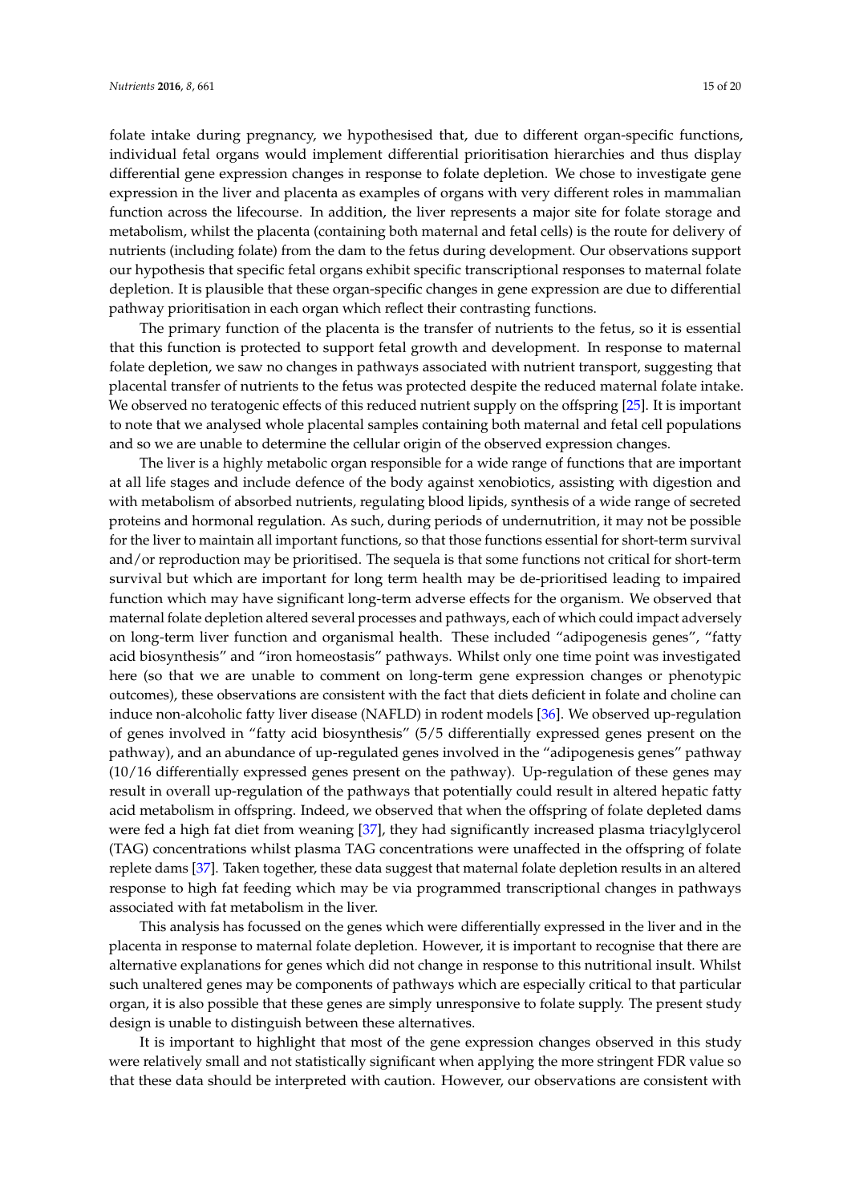folate intake during pregnancy, we hypothesised that, due to different organ-specific functions, individual fetal organs would implement differential prioritisation hierarchies and thus display differential gene expression changes in response to folate depletion. We chose to investigate gene expression in the liver and placenta as examples of organs with very different roles in mammalian function across the lifecourse. In addition, the liver represents a major site for folate storage and metabolism, whilst the placenta (containing both maternal and fetal cells) is the route for delivery of nutrients (including folate) from the dam to the fetus during development. Our observations support our hypothesis that specific fetal organs exhibit specific transcriptional responses to maternal folate depletion. It is plausible that these organ-specific changes in gene expression are due to differential pathway prioritisation in each organ which reflect their contrasting functions.

The primary function of the placenta is the transfer of nutrients to the fetus, so it is essential that this function is protected to support fetal growth and development. In response to maternal folate depletion, we saw no changes in pathways associated with nutrient transport, suggesting that placental transfer of nutrients to the fetus was protected despite the reduced maternal folate intake. We observed no teratogenic effects of this reduced nutrient supply on the offspring [25]. It is important to note that we analysed whole placental samples containing both maternal and fetal cell populations and so we are unable to determine the cellular origin of the observed expression changes.

The liver is a highly metabolic organ responsible for a wide range of functions that are important at all life stages and include defence of the body against xenobiotics, assisting with digestion and with metabolism of absorbed nutrients, regulating blood lipids, synthesis of a wide range of secreted proteins and hormonal regulation. As such, during periods of undernutrition, it may not be possible for the liver to maintain all important functions, so that those functions essential for short-term survival and/or reproduction may be prioritised. The sequela is that some functions not critical for short-term survival but which are important for long term health may be de-prioritised leading to impaired function which may have significant long-term adverse effects for the organism. We observed that maternal folate depletion altered several processes and pathways, each of which could impact adversely on long-term liver function and organismal health. These included "adipogenesis genes", "fatty acid biosynthesis" and "iron homeostasis" pathways. Whilst only one time point was investigated here (so that we are unable to comment on long-term gene expression changes or phenotypic outcomes), these observations are consistent with the fact that diets deficient in folate and choline can induce non-alcoholic fatty liver disease (NAFLD) in rodent models [36]. We observed up-regulation of genes involved in "fatty acid biosynthesis" (5/5 differentially expressed genes present on the pathway), and an abundance of up-regulated genes involved in the "adipogenesis genes" pathway (10/16 differentially expressed genes present on the pathway). Up-regulation of these genes may result in overall up-regulation of the pathways that potentially could result in altered hepatic fatty acid metabolism in offspring. Indeed, we observed that when the offspring of folate depleted dams were fed a high fat diet from weaning [37], they had significantly increased plasma triacylglycerol (TAG) concentrations whilst plasma TAG concentrations were unaffected in the offspring of folate replete dams [37]. Taken together, these data suggest that maternal folate depletion results in an altered response to high fat feeding which may be via programmed transcriptional changes in pathways associated with fat metabolism in the liver.

This analysis has focussed on the genes which were differentially expressed in the liver and in the placenta in response to maternal folate depletion. However, it is important to recognise that there are alternative explanations for genes which did not change in response to this nutritional insult. Whilst such unaltered genes may be components of pathways which are especially critical to that particular organ, it is also possible that these genes are simply unresponsive to folate supply. The present study design is unable to distinguish between these alternatives.

It is important to highlight that most of the gene expression changes observed in this study were relatively small and not statistically significant when applying the more stringent FDR value so that these data should be interpreted with caution. However, our observations are consistent with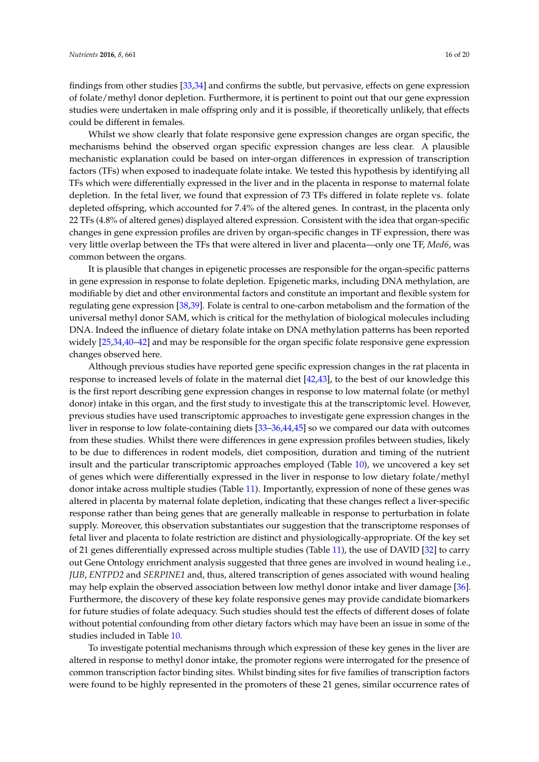findings from other studies [33,34] and confirms the subtle, but pervasive, effects on gene expression of folate/methyl donor depletion. Furthermore, it is pertinent to point out that our gene expression studies were undertaken in male offspring only and it is possible, if theoretically unlikely, that effects could be different in females.

Whilst we show clearly that folate responsive gene expression changes are organ specific, the mechanisms behind the observed organ specific expression changes are less clear. A plausible mechanistic explanation could be based on inter-organ differences in expression of transcription factors (TFs) when exposed to inadequate folate intake. We tested this hypothesis by identifying all TFs which were differentially expressed in the liver and in the placenta in response to maternal folate depletion. In the fetal liver, we found that expression of 73 TFs differed in folate replete vs. folate depleted offspring, which accounted for 7.4% of the altered genes. In contrast, in the placenta only 22 TFs (4.8% of altered genes) displayed altered expression. Consistent with the idea that organ-specific changes in gene expression profiles are driven by organ-specific changes in TF expression, there was very little overlap between the TFs that were altered in liver and placenta—only one TF, *Med6*, was common between the organs.

It is plausible that changes in epigenetic processes are responsible for the organ-specific patterns in gene expression in response to folate depletion. Epigenetic marks, including DNA methylation, are modifiable by diet and other environmental factors and constitute an important and flexible system for regulating gene expression [38,39]. Folate is central to one-carbon metabolism and the formation of the universal methyl donor SAM, which is critical for the methylation of biological molecules including DNA. Indeed the influence of dietary folate intake on DNA methylation patterns has been reported widely [25,34,40–42] and may be responsible for the organ specific folate responsive gene expression changes observed here.

Although previous studies have reported gene specific expression changes in the rat placenta in response to increased levels of folate in the maternal diet [42,43], to the best of our knowledge this is the first report describing gene expression changes in response to low maternal folate (or methyl donor) intake in this organ, and the first study to investigate this at the transcriptomic level. However, previous studies have used transcriptomic approaches to investigate gene expression changes in the liver in response to low folate-containing diets [33–36,44,45] so we compared our data with outcomes from these studies. Whilst there were differences in gene expression profiles between studies, likely to be due to differences in rodent models, diet composition, duration and timing of the nutrient insult and the particular transcriptomic approaches employed (Table 10), we uncovered a key set of genes which were differentially expressed in the liver in response to low dietary folate/methyl donor intake across multiple studies (Table 11). Importantly, expression of none of these genes was altered in placenta by maternal folate depletion, indicating that these changes reflect a liver-specific response rather than being genes that are generally malleable in response to perturbation in folate supply. Moreover, this observation substantiates our suggestion that the transcriptome responses of fetal liver and placenta to folate restriction are distinct and physiologically-appropriate. Of the key set of 21 genes differentially expressed across multiple studies (Table 11), the use of DAVID [32] to carry out Gene Ontology enrichment analysis suggested that three genes are involved in wound healing i.e., *JUB*, *ENTPD2* and *SERPINE1* and, thus, altered transcription of genes associated with wound healing may help explain the observed association between low methyl donor intake and liver damage [36]. Furthermore, the discovery of these key folate responsive genes may provide candidate biomarkers for future studies of folate adequacy. Such studies should test the effects of different doses of folate without potential confounding from other dietary factors which may have been an issue in some of the studies included in Table 10.

To investigate potential mechanisms through which expression of these key genes in the liver are altered in response to methyl donor intake, the promoter regions were interrogated for the presence of common transcription factor binding sites. Whilst binding sites for five families of transcription factors were found to be highly represented in the promoters of these 21 genes, similar occurrence rates of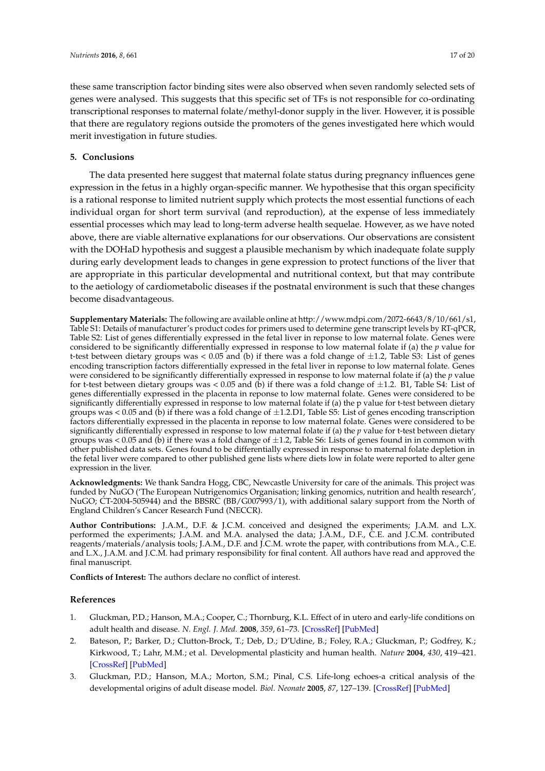these same transcription factor binding sites were also observed when seven randomly selected sets of genes were analysed. This suggests that this specific set of TFs is not responsible for co-ordinating transcriptional responses to maternal folate/methyl-donor supply in the liver. However, it is possible that there are regulatory regions outside the promoters of the genes investigated here which would merit investigation in future studies.

## 5. Conclusions

The data presented here suggest that maternal folate status during pregnancy influences gene expression in the fetus in a highly organ-specific manner. We hypothesise that this organ specificity is a rational response to limited nutrient supply which protects the most essential functions of each individual organ for short term survival (and reproduction), at the expense of less immediately essential processes which may lead to long-term adverse health sequelae. However, as we have noted above, there are viable alternative explanations for our observations. Our observations are consistent with the DOHaD hypothesis and suggest a plausible mechanism by which inadequate folate supply during early development leads to changes in gene expression to protect functions of the liver that are appropriate in this particular developmental and nutritional context, but that may contribute to the aetiology of cardiometabolic diseases if the postnatal environment is such that these changes become disadvantageous.

**Supplementary Materials:** The following are available online at http://www.mdpi.com/2072-6643/8/10/661/s1, Table S1: Details of manufacturer's product codes for primers used to determine gene transcript levels by RT-qPCR, Table S2: List of genes differentially expressed in the fetal liver in reponse to low maternal folate. Genes were considered to be significantly differentially expressed in response to low maternal folate if (a) the *p* value for t-test between dietary groups was < 0.05 and (b) if there was a fold change of ±1.2, Table S3: List of genes encoding transcription factors differentially expressed in the fetal liver in reponse to low maternal folate. Genes were considered to be significantly differentially expressed in response to low maternal folate if (a) the *p* value for t-test between dietary groups was < 0.05 and (b) if there was a fold change of ±1.2. B1, Table S4: List of genes differentially expressed in the placenta in reponse to low maternal folate. Genes were considered to be significantly differentially expressed in response to low maternal folate if (a) the p value for t-test between dietary groups was < 0.05 and (b) if there was a fold change of ±1.2.D1, Table S5: List of genes encoding transcription factors differentially expressed in the placenta in reponse to low maternal folate. Genes were considered to be significantly differentially expressed in response to low maternal folate if (a) the *p* value for t-test between dietary groups was < 0.05 and (b) if there was a fold change of ±1.2, Table S6: Lists of genes found in in common with other published data sets. Genes found to be differentially expressed in response to maternal folate depletion in the fetal liver were compared to other published gene lists where diets low in folate were reported to alter gene expression in the liver.

**Acknowledgments:** We thank Sandra Hogg, CBC, Newcastle University for care of the animals. This project was funded by NuGO ('The European Nutrigenomics Organisation; linking genomics, nutrition and health research', NuGO; CT-2004-505944) and the BBSRC (BB/G007993/1), with additional salary support from the North of England Children's Cancer Research Fund (NECCR).

**Author Contributions:** J.A.M., D.F. & J.C.M. conceived and designed the experiments; J.A.M. and L.X. performed the experiments; J.A.M. and M.A. analysed the data; J.A.M., D.F., C.E. and J.C.M. contributed reagents/materials/analysis tools; J.A.M., D.F. and J.C.M. wrote the paper, with contributions from M.A., C.E. and L.X., J.A.M. and J.C.M. had primary responsibility for final content. All authors have read and approved the final manuscript.

**Conflicts of Interest:** The authors declare no conflict of interest.

## References

1. Gluckman, P.D.; Hanson, M.A.; Cooper, C.; Thornburg, K.L. Effect of in utero and early-life conditions on adult health and disease. *N. Engl. J. Med.* **2008**, *359*, 61–73. [CrossRef] [PubMed]
2. Bateson, P.; Barker, D.; Clutton-Brock, T.; Deb, D.; D'Udine, B.; Foley, R.A.; Gluckman, P.; Godfrey, K.; Kirkwood, T.; Lahr, M.M.; et al. Developmental plasticity and human health. *Nature* **2004**, *430*, 419–421. [CrossRef] [PubMed]
3. Gluckman, P.D.; Hanson, M.A.; Morton, S.M.; Pinal, C.S. Life-long echoes-a critical analysis of the developmental origins of adult disease model. *Biol. Neonate* **2005**, *87*, 127–139. [CrossRef] [PubMed]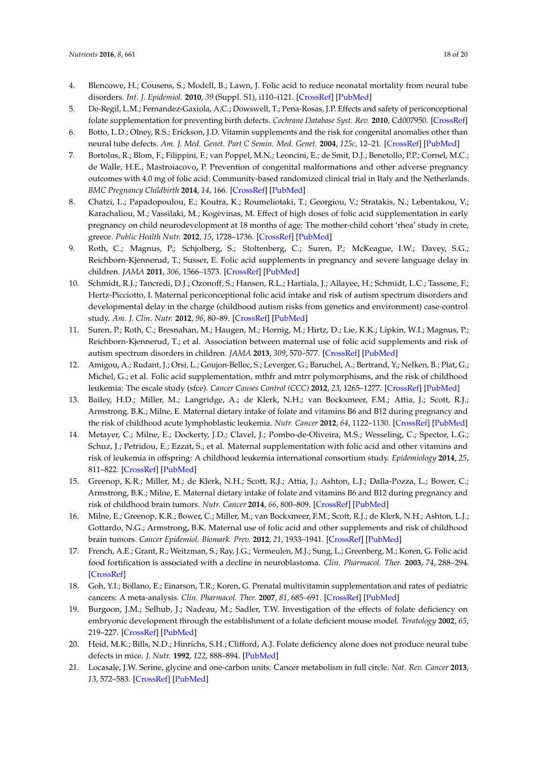4. Blencowe, H.; Cousens, S.; Modell, B.; Lawn, J. Folic acid to reduce neonatal mortality from neural tube disorders. *Int. J. Epidemiol.* **2010**, *39* (Suppl. S1), i110–i121. [CrossRef] [PubMed]
5. De-Regil, L.M.; Fernandez-Gaxiola, A.C.; Dowswell, T.; Pena-Rosas, J.P. Effects and safety of periconceptional folate supplementation for preventing birth defects. *Cochrane Database Syst. Rev.* **2010**, Cd007950. [CrossRef]
6. Botto, L.D.; Olney, R.S.; Erickson, J.D. Vitamin supplements and the risk for congenital anomalies other than neural tube defects. *Am. J. Med. Genet. Part C Semin. Med. Genet.* **2004**, *125c*, 12–21. [CrossRef] [PubMed]
7. Bortolus, R.; Blom, F.; Filippini, F.; van Poppel, M.N.; Leoncini, E.; de Smit, D.J.; Benetollo, P.P.; Cornel, M.C.; de Walle, H.E.; Mastroiacovo, P. Prevention of congenital malformations and other adverse pregnancy outcomes with 4.0 mg of folic acid: Community-based randomized clinical trial in Italy and the Netherlands. *BMC Pregnancy Childbirth* **2014**, *14*, 166. [CrossRef] [PubMed]
8. Chatzi, L.; Papadopoulou, E.; Koutra, K.; Roumeliotaki, T.; Georgiou, V.; Stratakis, N.; Lebentakou, V.; Karachaliou, M.; Vassilaki, M.; Kogevinas, M. Effect of high doses of folic acid supplementation in early pregnancy on child neurodevelopment at 18 months of age: The mother-child cohort 'rhea' study in crete, greece. *Public Health Nutr.* **2012**, *15*, 1728–1736. [CrossRef] [PubMed]
9. Roth, C.; Magnus, P.; Schjolberg, S.; Stoltenberg, C.; Suren, P.; McKeague, I.W.; Davey, S.G.; Reichborn-Kjennerud, T.; Susser, E. Folic acid supplements in pregnancy and severe language delay in children. *JAMA* **2011**, *306*, 1566–1573. [CrossRef] [PubMed]
10. Schmidt, R.J.; Tancredi, D.J.; Ozonoff, S.; Hansen, R.L.; Hartiala, J.; Allayee, H.; Schmidt, L.C.; Tassone, F.; Hertz-Picciotto, I. Maternal periconceptional folic acid intake and risk of autism spectrum disorders and developmental delay in the charge (childhood autism risks from genetics and environment) case-control study. *Am. J. Clin. Nutr.* **2012**, *96*, 80–89. [CrossRef] [PubMed]
11. Suren, P.; Roth, C.; Bresnahan, M.; Haugen, M.; Hornig, M.; Hirtz, D.; Lie, K.K.; Lipkin, W.I.; Magnus, P.; Reichborn-Kjennerud, T.; et al. Association between maternal use of folic acid supplements and risk of autism spectrum disorders in children. *JAMA* **2013**, *309*, 570–577. [CrossRef] [PubMed]
12. Amigou, A.; Rudant, J.; Orsi, L.; Goujon-Bellec, S.; Leverger, G.; Baruchel, A.; Bertrand, Y.; Nelken, B.; Plat, G.; Michel, G.; et al. Folic acid supplementation, mthfr and mtrr polymorphisms, and the risk of childhood leukemia: The escale study (sfce). *Cancer Causes Control (CCC)* **2012**, *23*, 1265–1277. [CrossRef] [PubMed]
13. Bailey, H.D.; Miller, M.; Langridge, A.; de Klerk, N.H.; van Bockxmeer, F.M.; Attia, J.; Scott, R.J.; Armstrong, B.K.; Milne, E. Maternal dietary intake of folate and vitamins B6 and B12 during pregnancy and the risk of childhood acute lymphoblastic leukemia. *Nutr. Cancer* **2012**, *64*, 1122–1130. [CrossRef] [PubMed]
14. Metayer, C.; Milne, E.; Dockerty, J.D.; Clavel, J.; Pombo-de-Oliveira, M.S.; Wesseling, C.; Spector, L.G.; Schuz, J.; Petridou, E.; Ezzat, S.; et al. Maternal supplementation with folic acid and other vitamins and risk of leukemia in offspring: A childhood leukemia international consortium study. *Epidemiology* **2014**, *25*, 811–822. [CrossRef] [PubMed]
15. Greenop, K.R.; Miller, M.; de Klerk, N.H.; Scott, R.J.; Attia, J.; Ashton, L.J.; Dalla-Pozza, L.; Bower, C.; Armstrong, B.K.; Milne, E. Maternal dietary intake of folate and vitamins B6 and B12 during pregnancy and risk of childhood brain tumors. *Nutr. Cancer* **2014**, *66*, 800–809. [CrossRef] [PubMed]
16. Milne, E.; Greenop, K.R.; Bower, C.; Miller, M.; van Bockxmeer, F.M.; Scott, R.J.; de Klerk, N.H.; Ashton, L.J.; Gottardo, N.G.; Armstrong, B.K. Maternal use of folic acid and other supplements and risk of childhood brain tumors. *Cancer Epidemiol. Biomark. Prev.* **2012**, *21*, 1933–1941. [CrossRef] [PubMed]
17. French, A.E.; Grant, R.; Weitzman, S.; Ray, J.G.; Vermeulen, M.J.; Sung, L.; Greenberg, M.; Koren, G. Folic acid food fortification is associated with a decline in neuroblastoma. *Clin. Pharmacol. Ther.* **2003**, *74*, 288–294. [CrossRef]
18. Goh, Y.I.; Bollano, E.; Einarson, T.R.; Koren, G. Prenatal multivitamin supplementation and rates of pediatric cancers: A meta-analysis. *Clin. Pharmacol. Ther.* **2007**, *81*, 685–691. [CrossRef] [PubMed]
19. Burgoon, J.M.; Selhub, J.; Nadeau, M.; Sadler, T.W. Investigation of the effects of folate deficiency on embryonic development through the establishment of a folate deficient mouse model. *Teratology* **2002**, *65*, 219–227. [CrossRef] [PubMed]
20. Heid, M.K.; Bills, N.D.; Hinrichs, S.H.; Clifford, A.J. Folate deficiency alone does not produce neural tube defects in mice. *J. Nutr.* **1992**, *122*, 888–894. [PubMed]
21. Locasale, J.W. Serine, glycine and one-carbon units: Cancer metabolism in full circle. *Nat. Rev. Cancer* **2013**, *13*, 572–583. [CrossRef] [PubMed]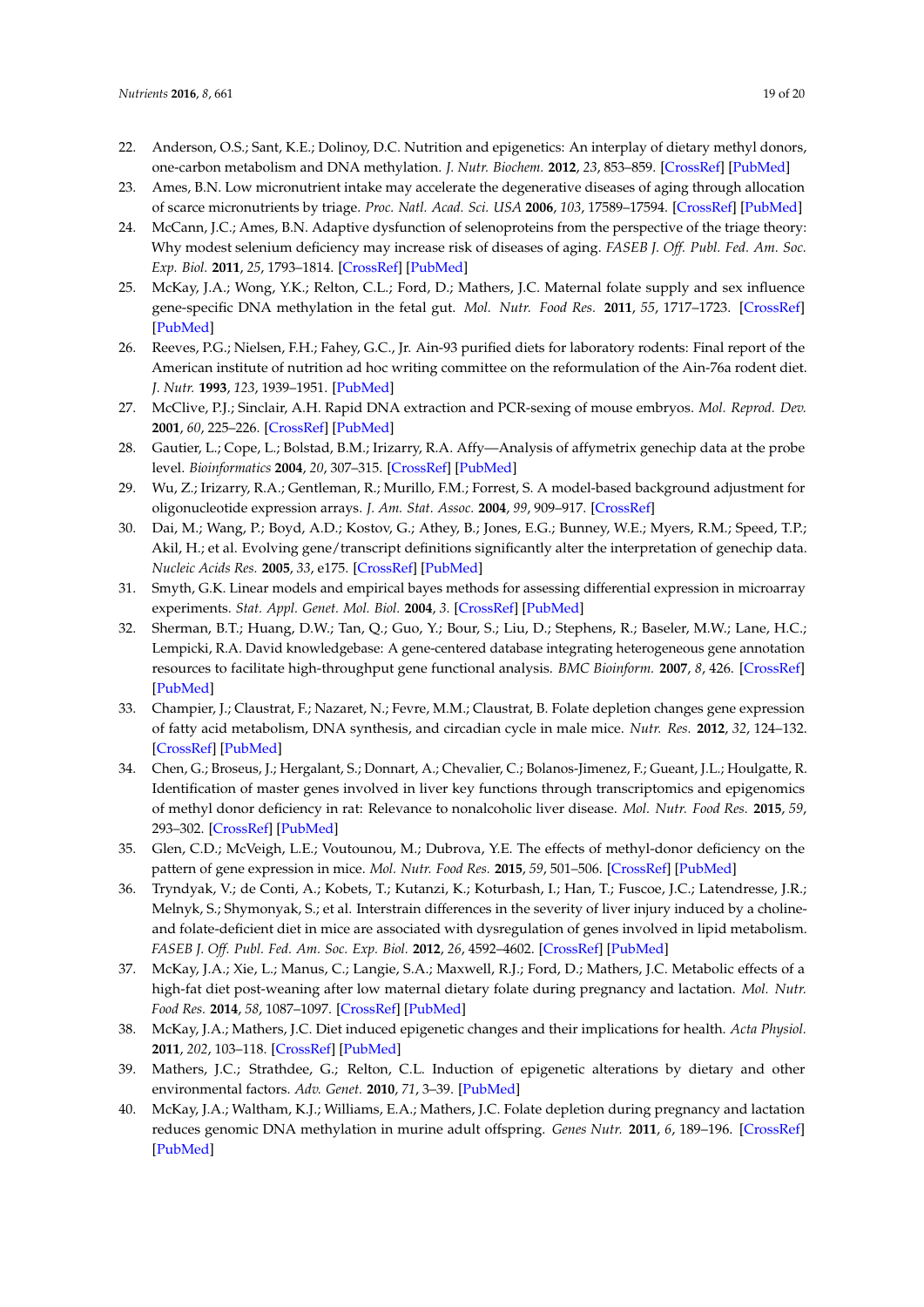22. Anderson, O.S.; Sant, K.E.; Dolinoy, D.C. Nutrition and epigenetics: An interplay of dietary methyl donors, one-carbon metabolism and DNA methylation. *J. Nutr. Biochem.* **2012**, *23*, 853–859. [CrossRef] [PubMed]
23. Ames, B.N. Low micronutrient intake may accelerate the degenerative diseases of aging through allocation of scarce micronutrients by triage. *Proc. Natl. Acad. Sci. USA* **2006**, *103*, 17589–17594. [CrossRef] [PubMed]
24. McCann, J.C.; Ames, B.N. Adaptive dysfunction of selenoproteins from the perspective of the triage theory: Why modest selenium deficiency may increase risk of diseases of aging. *FASEB J. Off. Publ. Fed. Am. Soc. Exp. Biol.* **2011**, *25*, 1793–1814. [CrossRef] [PubMed]
25. McKay, J.A.; Wong, Y.K.; Relton, C.L.; Ford, D.; Mathers, J.C. Maternal folate supply and sex influence gene-specific DNA methylation in the fetal gut. *Mol. Nutr. Food Res.* **2011**, *55*, 1717–1723. [CrossRef] [PubMed]
26. Reeves, P.G.; Nielsen, F.H.; Fahey, G.C., Jr. Ain-93 purified diets for laboratory rodents: Final report of the American institute of nutrition ad hoc writing committee on the reformulation of the Ain-76a rodent diet. *J. Nutr.* **1993**, *123*, 1939–1951. [PubMed]
27. McClive, P.J.; Sinclair, A.H. Rapid DNA extraction and PCR-sexing of mouse embryos. *Mol. Reprod. Dev.* **2001**, *60*, 225–226. [CrossRef] [PubMed]
28. Gautier, L.; Cope, L.; Bolstad, B.M.; Irizarry, R.A. Affy—Analysis of affymetrix genechip data at the probe level. *Bioinformatics* **2004**, *20*, 307–315. [CrossRef] [PubMed]
29. Wu, Z.; Irizarry, R.A.; Gentleman, R.; Murillo, F.M.; Forrest, S. A model-based background adjustment for oligonucleotide expression arrays. *J. Am. Stat. Assoc.* **2004**, *99*, 909–917. [CrossRef]
30. Dai, M.; Wang, P.; Boyd, A.D.; Kostov, G.; Athey, B.; Jones, E.G.; Bunney, W.E.; Myers, R.M.; Speed, T.P.; Akil, H.; et al. Evolving gene/transcript definitions significantly alter the interpretation of genechip data. *Nucleic Acids Res.* **2005**, *33*, e175. [CrossRef] [PubMed]
31. Smyth, G.K. Linear models and empirical bayes methods for assessing differential expression in microarray experiments. *Stat. Appl. Genet. Mol. Biol.* **2004**, *3*. [CrossRef] [PubMed]
32. Sherman, B.T.; Huang, D.W.; Tan, Q.; Guo, Y.; Bour, S.; Liu, D.; Stephens, R.; Baseler, M.W.; Lane, H.C.; Lempicki, R.A. David knowledgebase: A gene-centered database integrating heterogeneous gene annotation resources to facilitate high-throughput gene functional analysis. *BMC Bioinform.* **2007**, *8*, 426. [CrossRef] [PubMed]
33. Champier, J.; Claustrat, F.; Nazaret, N.; Fevre, M.M.; Claustrat, B. Folate depletion changes gene expression of fatty acid metabolism, DNA synthesis, and circadian cycle in male mice. *Nutr. Res.* **2012**, *32*, 124–132. [CrossRef] [PubMed]
34. Chen, G.; Broseus, J.; Hergalant, S.; Donnart, A.; Chevalier, C.; Bolanos-Jimenez, F.; Gueant, J.L.; Houlgatte, R. Identification of master genes involved in liver key functions through transcriptomics and epigenomics of methyl donor deficiency in rat: Relevance to nonalcoholic liver disease. *Mol. Nutr. Food Res.* **2015**, *59*, 293–302. [CrossRef] [PubMed]
35. Glen, C.D.; McVeigh, L.E.; Voutounou, M.; Dubrova, Y.E. The effects of methyl-donor deficiency on the pattern of gene expression in mice. *Mol. Nutr. Food Res.* **2015**, *59*, 501–506. [CrossRef] [PubMed]
36. Tryndyak, V.; de Conti, A.; Kobets, T.; Kutanzi, K.; Koturbash, I.; Han, T.; Fuscoe, J.C.; Latendresse, J.R.; Melnyk, S.; Shymonyak, S.; et al. Interstrain differences in the severity of liver injury induced by a choline- and folate-deficient diet in mice are associated with dysregulation of genes involved in lipid metabolism. *FASEB J. Off. Publ. Fed. Am. Soc. Exp. Biol.* **2012**, *26*, 4592–4602. [CrossRef] [PubMed]
37. McKay, J.A.; Xie, L.; Manus, C.; Langie, S.A.; Maxwell, R.J.; Ford, D.; Mathers, J.C. Metabolic effects of a high-fat diet post-weaning after low maternal dietary folate during pregnancy and lactation. *Mol. Nutr. Food Res.* **2014**, *58*, 1087–1097. [CrossRef] [PubMed]
38. McKay, J.A.; Mathers, J.C. Diet induced epigenetic changes and their implications for health. *Acta Physiol.* **2011**, *202*, 103–118. [CrossRef] [PubMed]
39. Mathers, J.C.; Strathdee, G.; Relton, C.L. Induction of epigenetic alterations by dietary and other environmental factors. *Adv. Genet.* **2010**, *71*, 3–39. [PubMed]
40. McKay, J.A.; Waltham, K.J.; Williams, E.A.; Mathers, J.C. Folate depletion during pregnancy and lactation reduces genomic DNA methylation in murine adult offspring. *Genes Nutr.* **2011**, *6*, 189–196. [CrossRef] [PubMed]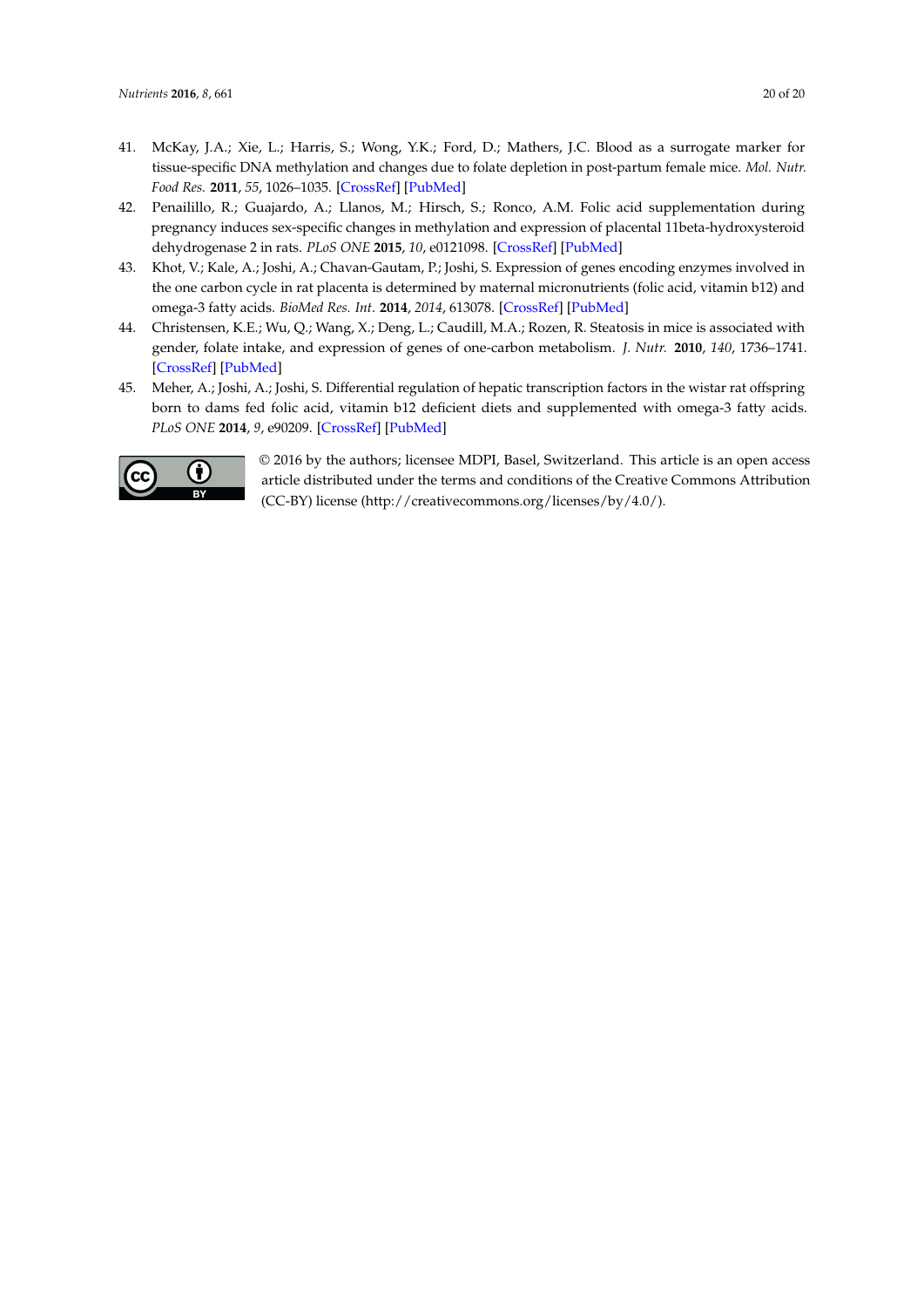41. McKay, J.A.; Xie, L.; Harris, S.; Wong, Y.K.; Ford, D.; Mathers, J.C. Blood as a surrogate marker for tissue-specific DNA methylation and changes due to folate depletion in post-partum female mice. *Mol. Nutr. Food Res.* **2011**, *55*, 1026–1035. [CrossRef] [PubMed]
42. Penailillo, R.; Guajardo, A.; Llanos, M.; Hirsch, S.; Ronco, A.M. Folic acid supplementation during pregnancy induces sex-specific changes in methylation and expression of placental 11beta-hydroxysteroid dehydrogenase 2 in rats. *PLoS ONE* **2015**, *10*, e0121098. [CrossRef] [PubMed]
43. Khot, V.; Kale, A.; Joshi, A.; Chavan-Gautam, P.; Joshi, S. Expression of genes encoding enzymes involved in the one carbon cycle in rat placenta is determined by maternal micronutrients (folic acid, vitamin b12) and omega-3 fatty acids. *BioMed Res. Int.* **2014**, *2014*, 613078. [CrossRef] [PubMed]
44. Christensen, K.E.; Wu, Q.; Wang, X.; Deng, L.; Caudill, M.A.; Rozen, R. Steatosis in mice is associated with gender, folate intake, and expression of genes of one-carbon metabolism. *J. Nutr.* **2010**, *140*, 1736–1741. [CrossRef] [PubMed]
45. Meher, A.; Joshi, A.; Joshi, S. Differential regulation of hepatic transcription factors in the wistar rat offspring born to dams fed folic acid, vitamin b12 deficient diets and supplemented with omega-3 fatty acids. *PLoS ONE* **2014**, *9*, e90209. [CrossRef] [PubMed]

© 2016 by the authors; licensee MDPI, Basel, Switzerland. This article is an open access article distributed under the terms and conditions of the Creative Commons Attribution (CC-BY) license (http://creativecommons.org/licenses/by/4.0/).